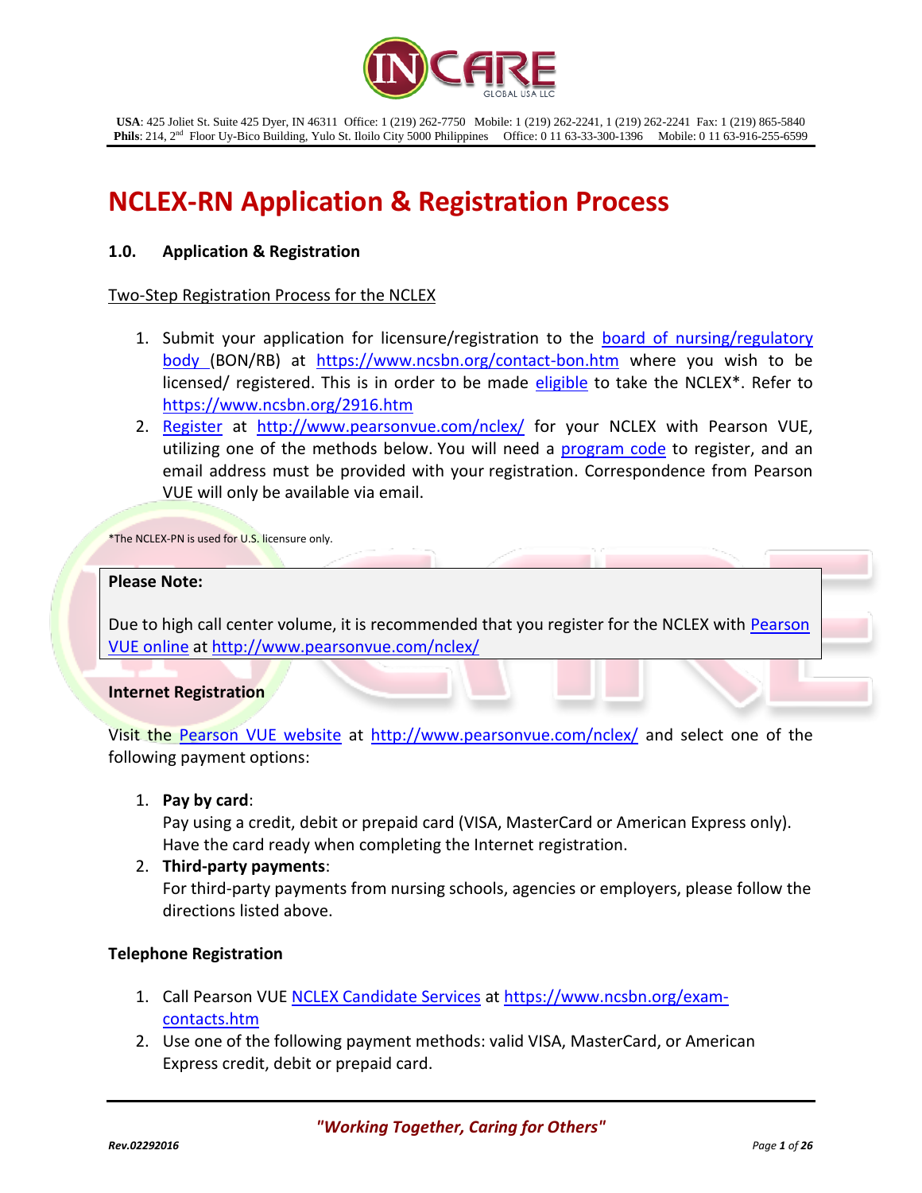**USA**: 425 Joliet St. Suite 425 Dyer, IN 46311 Office: 1 (219) 262-7750 Mobile: 1 (219) 262-2241, 1 (219) 262-2241 Fax: 1 (219) 865-5840
**Phils**: 214, 2nd Floor Uy-Bico Building, Yulo St. Iloilo City 5000 Philippines Office: 0 11 63-33-300-1396 Mobile: 0 11 63-916-255-6599

# NCLEX-RN Application & Registration Process

## 1.0. Application & Registration

Two-Step Registration Process for the NCLEX

1. Submit your application for licensure/registration to the board of nursing/regulatory body (BON/RB) at https://www.ncsbn.org/contact-bon.htm where you wish to be licensed/ registered. This is in order to be made eligible to take the NCLEX*. Refer to https://www.ncsbn.org/2916.htm
2. Register at http://www.pearsonvue.com/nclex/ for your NCLEX with Pearson VUE, utilizing one of the methods below. You will need a program code to register, and an email address must be provided with your registration. Correspondence from Pearson VUE will only be available via email.

*The NCLEX-PN is used for U.S. licensure only.

> **Please Note:**
>
> Due to high call center volume, it is recommended that you register for the NCLEX with Pearson VUE online at http://www.pearsonvue.com/nclex/

**Internet Registration**

Visit the Pearson VUE website at http://www.pearsonvue.com/nclex/ and select one of the following payment options:

1. **Pay by card**:
   Pay using a credit, debit or prepaid card (VISA, MasterCard or American Express only). Have the card ready when completing the Internet registration.
2. **Third-party payments**:
   For third-party payments from nursing schools, agencies or employers, please follow the directions listed above.

**Telephone Registration**

1. Call Pearson VUE NCLEX Candidate Services at https://www.ncsbn.org/exam-contacts.htm
2. Use one of the following payment methods: valid VISA, MasterCard, or American Express credit, debit or prepaid card.

*"Working Together, Caring for Others"*

*Rev.02292016*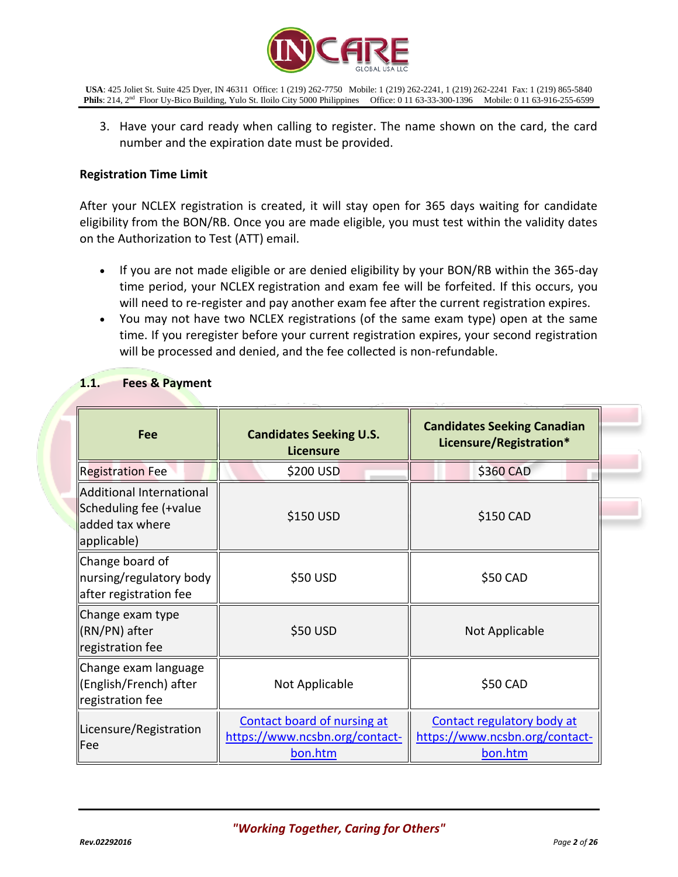3. Have your card ready when calling to register. The name shown on the card, the card number and the expiration date must be provided.

**Registration Time Limit**

After your NCLEX registration is created, it will stay open for 365 days waiting for candidate eligibility from the BON/RB. Once you are made eligible, you must test within the validity dates on the Authorization to Test (ATT) email.

- If you are not made eligible or are denied eligibility by your BON/RB within the 365-day time period, your NCLEX registration and exam fee will be forfeited. If this occurs, you will need to re-register and pay another exam fee after the current registration expires.
- You may not have two NCLEX registrations (of the same exam type) open at the same time. If you reregister before your current registration expires, your second registration will be processed and denied, and the fee collected is non-refundable.

## 1.1. Fees & Payment

| Fee | Candidates Seeking U.S. Licensure | Candidates Seeking Canadian Licensure/Registration* |
|---|---|---|
| Registration Fee | $200 USD | $360 CAD |
| Additional International Scheduling fee (+value added tax where applicable) | $150 USD | $150 CAD |
| Change board of nursing/regulatory body after registration fee | $50 USD | $50 CAD |
| Change exam type (RN/PN) after registration fee | $50 USD | Not Applicable |
| Change exam language (English/French) after registration fee | Not Applicable | $50 CAD |
| Licensure/Registration Fee | Contact board of nursing at https://www.ncsbn.org/contact-bon.htm | Contact regulatory body at https://www.ncsbn.org/contact-bon.htm |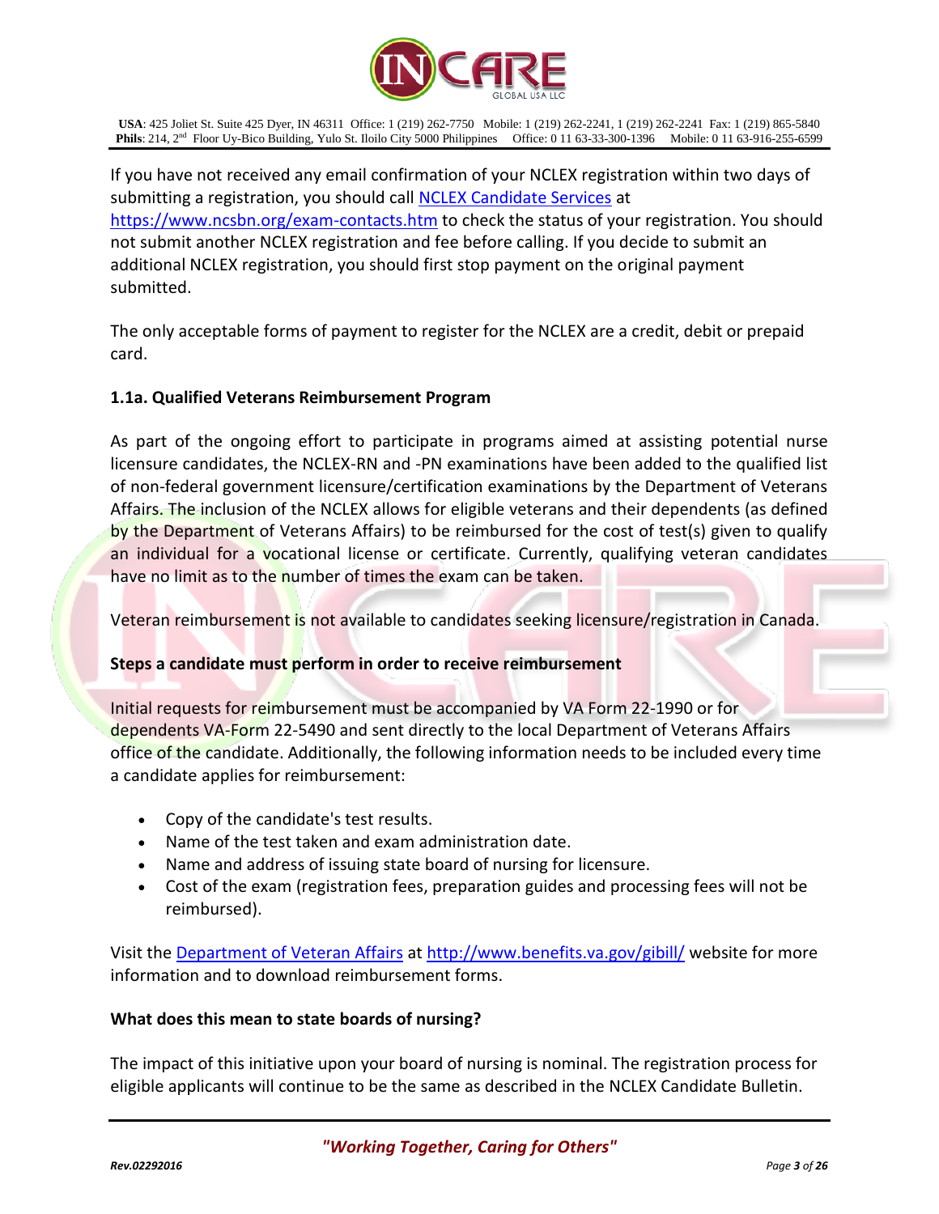If you have not received any email confirmation of your NCLEX registration within two days of submitting a registration, you should call [NCLEX Candidate Services](https://www.ncsbn.org/exam-contacts.htm) at https://www.ncsbn.org/exam-contacts.htm to check the status of your registration. You should not submit another NCLEX registration and fee before calling. If you decide to submit an additional NCLEX registration, you should first stop payment on the original payment submitted.

The only acceptable forms of payment to register for the NCLEX are a credit, debit or prepaid card.

**1.1a. Qualified Veterans Reimbursement Program**

As part of the ongoing effort to participate in programs aimed at assisting potential nurse licensure candidates, the NCLEX-RN and -PN examinations have been added to the qualified list of non-federal government licensure/certification examinations by the Department of Veterans Affairs. The inclusion of the NCLEX allows for eligible veterans and their dependents (as defined by the Department of Veterans Affairs) to be reimbursed for the cost of test(s) given to qualify an individual for a vocational license or certificate. Currently, qualifying veteran candidates have no limit as to the number of times the exam can be taken.

Veteran reimbursement is not available to candidates seeking licensure/registration in Canada.

**Steps a candidate must perform in order to receive reimbursement**

Initial requests for reimbursement must be accompanied by VA Form 22-1990 or for dependents VA-Form 22-5490 and sent directly to the local Department of Veterans Affairs office of the candidate. Additionally, the following information needs to be included every time a candidate applies for reimbursement:

- Copy of the candidate's test results.
- Name of the test taken and exam administration date.
- Name and address of issuing state board of nursing for licensure.
- Cost of the exam (registration fees, preparation guides and processing fees will not be reimbursed).

Visit the [Department of Veteran Affairs](http://www.benefits.va.gov/gibill/) at http://www.benefits.va.gov/gibill/ website for more information and to download reimbursement forms.

**What does this mean to state boards of nursing?**

The impact of this initiative upon your board of nursing is nominal. The registration process for eligible applicants will continue to be the same as described in the NCLEX Candidate Bulletin.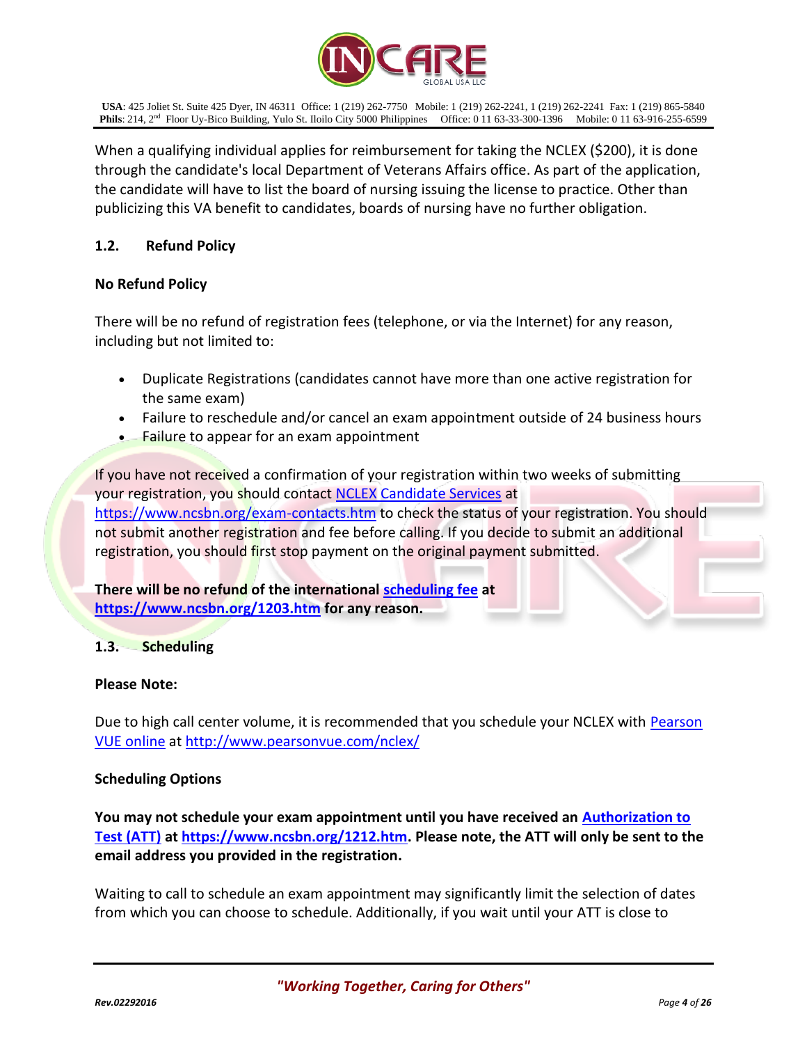When a qualifying individual applies for reimbursement for taking the NCLEX ($200), it is done through the candidate's local Department of Veterans Affairs office. As part of the application, the candidate will have to list the board of nursing issuing the license to practice. Other than publicizing this VA benefit to candidates, boards of nursing have no further obligation.

### 1.2. Refund Policy

**No Refund Policy**

There will be no refund of registration fees (telephone, or via the Internet) for any reason, including but not limited to:

- Duplicate Registrations (candidates cannot have more than one active registration for the same exam)
- Failure to reschedule and/or cancel an exam appointment outside of 24 business hours
- Failure to appear for an exam appointment

If you have not received a confirmation of your registration within two weeks of submitting your registration, you should contact [NCLEX Candidate Services](https://www.ncsbn.org/exam-contacts.htm) at https://www.ncsbn.org/exam-contacts.htm to check the status of your registration. You should not submit another registration and fee before calling. If you decide to submit an additional registration, you should first stop payment on the original payment submitted.

**There will be no refund of the international [scheduling fee](https://www.ncsbn.org/1203.htm) at https://www.ncsbn.org/1203.htm for any reason.**

### 1.3. Scheduling

**Please Note:**

Due to high call center volume, it is recommended that you schedule your NCLEX with [Pearson VUE online](http://www.pearsonvue.com/nclex/) at http://www.pearsonvue.com/nclex/

**Scheduling Options**

**You may not schedule your exam appointment until you have received an [Authorization to Test (ATT)](https://www.ncsbn.org/1212.htm) at https://www.ncsbn.org/1212.htm. Please note, the ATT will only be sent to the email address you provided in the registration.**

Waiting to call to schedule an exam appointment may significantly limit the selection of dates from which you can choose to schedule. Additionally, if you wait until your ATT is close to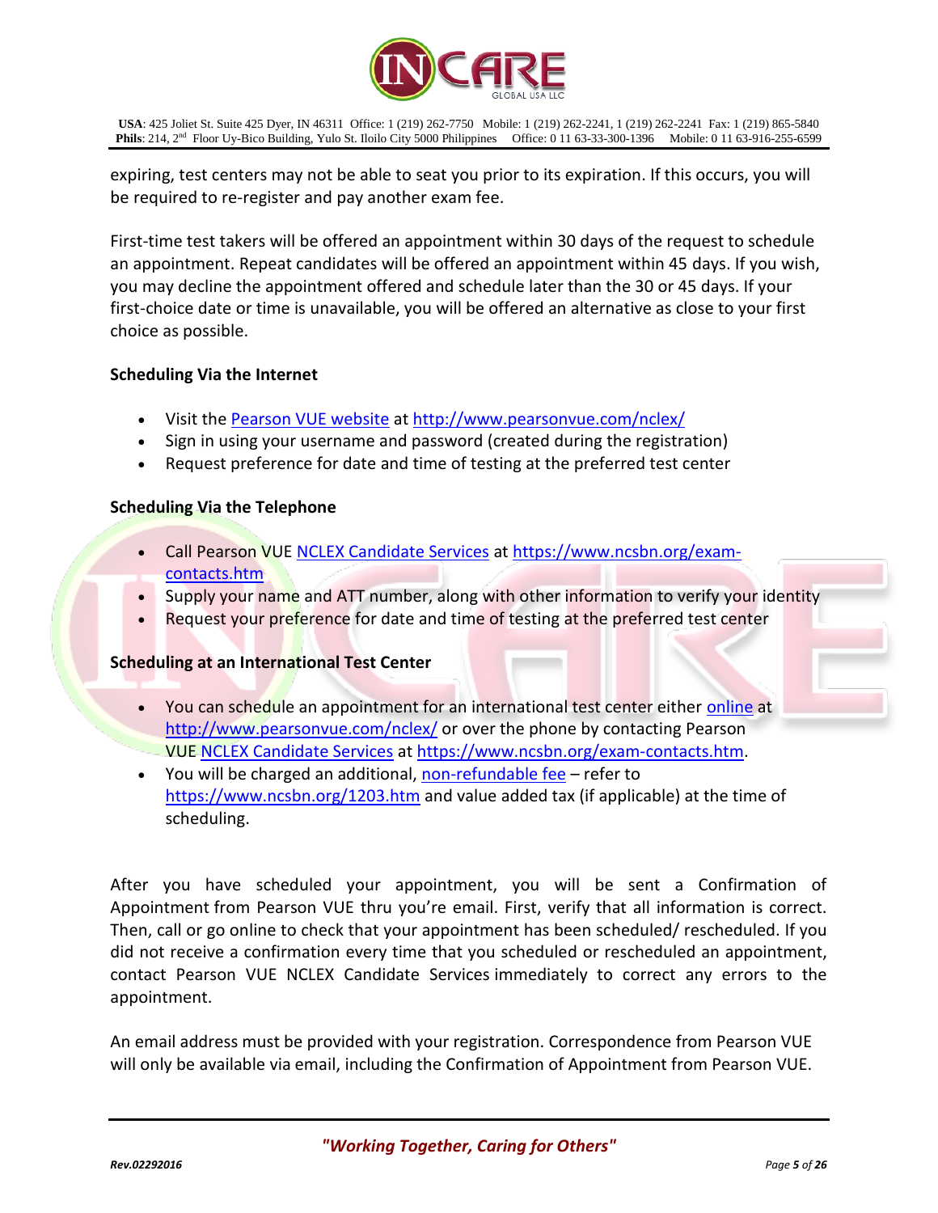expiring, test centers may not be able to seat you prior to its expiration. If this occurs, you will be required to re-register and pay another exam fee.

First-time test takers will be offered an appointment within 30 days of the request to schedule an appointment. Repeat candidates will be offered an appointment within 45 days. If you wish, you may decline the appointment offered and schedule later than the 30 or 45 days. If your first-choice date or time is unavailable, you will be offered an alternative as close to your first choice as possible.

**Scheduling Via the Internet**

- Visit the Pearson VUE website at http://www.pearsonvue.com/nclex/
- Sign in using your username and password (created during the registration)
- Request preference for date and time of testing at the preferred test center

**Scheduling Via the Telephone**

- Call Pearson VUE NCLEX Candidate Services at https://www.ncsbn.org/exam-contacts.htm
- Supply your name and ATT number, along with other information to verify your identity
- Request your preference for date and time of testing at the preferred test center

**Scheduling at an International Test Center**

- You can schedule an appointment for an international test center either online at http://www.pearsonvue.com/nclex/ or over the phone by contacting Pearson VUE NCLEX Candidate Services at https://www.ncsbn.org/exam-contacts.htm.
- You will be charged an additional, non-refundable fee – refer to https://www.ncsbn.org/1203.htm and value added tax (if applicable) at the time of scheduling.

After you have scheduled your appointment, you will be sent a Confirmation of Appointment from Pearson VUE thru you're email. First, verify that all information is correct. Then, call or go online to check that your appointment has been scheduled/ rescheduled. If you did not receive a confirmation every time that you scheduled or rescheduled an appointment, contact Pearson VUE NCLEX Candidate Services immediately to correct any errors to the appointment.

An email address must be provided with your registration. Correspondence from Pearson VUE will only be available via email, including the Confirmation of Appointment from Pearson VUE.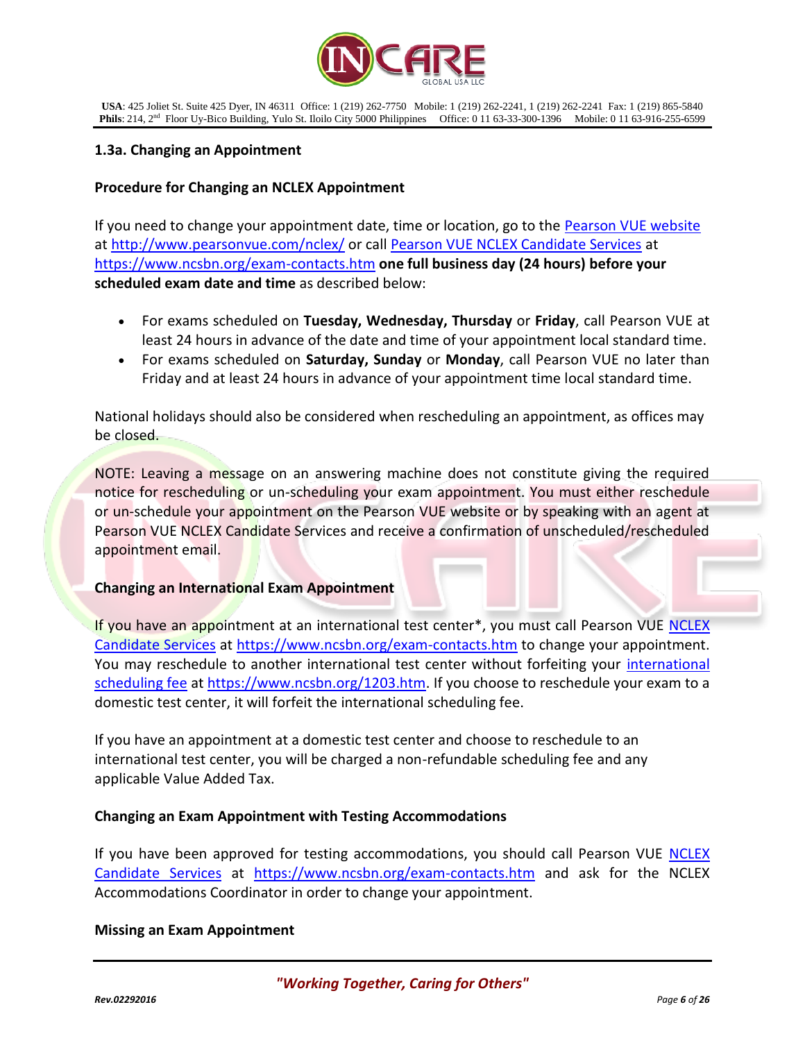### 1.3a. Changing an Appointment

**Procedure for Changing an NCLEX Appointment**

If you need to change your appointment date, time or location, go to the Pearson VUE website at http://www.pearsonvue.com/nclex/ or call Pearson VUE NCLEX Candidate Services at https://www.ncsbn.org/exam-contacts.htm **one full business day (24 hours) before your scheduled exam date and time** as described below:

- For exams scheduled on **Tuesday, Wednesday, Thursday** or **Friday**, call Pearson VUE at least 24 hours in advance of the date and time of your appointment local standard time.
- For exams scheduled on **Saturday, Sunday** or **Monday**, call Pearson VUE no later than Friday and at least 24 hours in advance of your appointment time local standard time.

National holidays should also be considered when rescheduling an appointment, as offices may be closed.

NOTE: Leaving a message on an answering machine does not constitute giving the required notice for rescheduling or un-scheduling your exam appointment. You must either reschedule or un-schedule your appointment on the Pearson VUE website or by speaking with an agent at Pearson VUE NCLEX Candidate Services and receive a confirmation of unscheduled/rescheduled appointment email.

**Changing an International Exam Appointment**

If you have an appointment at an international test center*, you must call Pearson VUE NCLEX Candidate Services at https://www.ncsbn.org/exam-contacts.htm to change your appointment. You may reschedule to another international test center without forfeiting your international scheduling fee at https://www.ncsbn.org/1203.htm. If you choose to reschedule your exam to a domestic test center, it will forfeit the international scheduling fee.

If you have an appointment at a domestic test center and choose to reschedule to an international test center, you will be charged a non-refundable scheduling fee and any applicable Value Added Tax.

**Changing an Exam Appointment with Testing Accommodations**

If you have been approved for testing accommodations, you should call Pearson VUE NCLEX Candidate Services at https://www.ncsbn.org/exam-contacts.htm and ask for the NCLEX Accommodations Coordinator in order to change your appointment.

**Missing an Exam Appointment**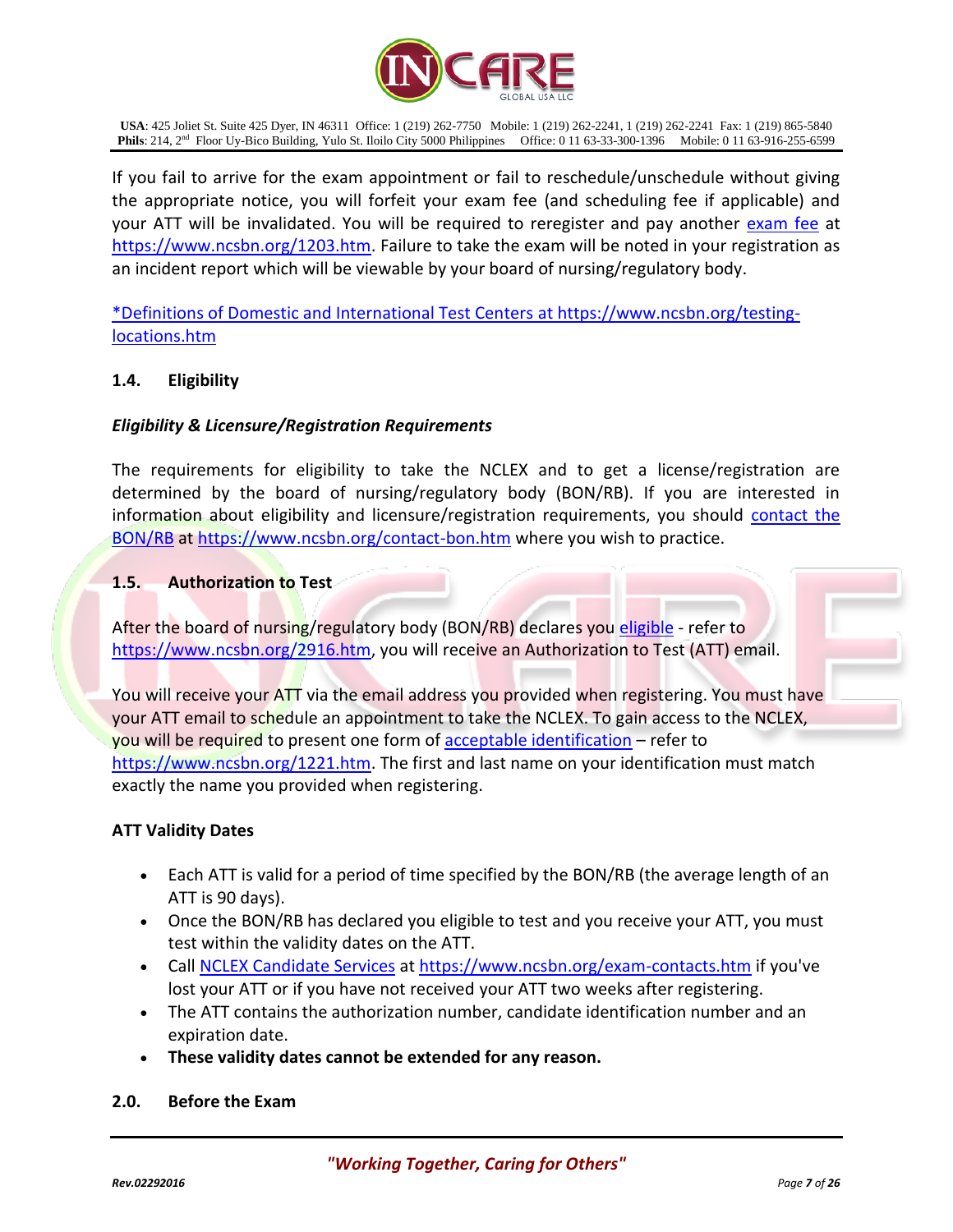If you fail to arrive for the exam appointment or fail to reschedule/unschedule without giving the appropriate notice, you will forfeit your exam fee (and scheduling fee if applicable) and your ATT will be invalidated. You will be required to reregister and pay another exam fee at https://www.ncsbn.org/1203.htm. Failure to take the exam will be noted in your registration as an incident report which will be viewable by your board of nursing/regulatory body.

*Definitions of Domestic and International Test Centers at https://www.ncsbn.org/testing-locations.htm

## 1.4. Eligibility

***Eligibility & Licensure/Registration Requirements***

The requirements for eligibility to take the NCLEX and to get a license/registration are determined by the board of nursing/regulatory body (BON/RB). If you are interested in information about eligibility and licensure/registration requirements, you should contact the BON/RB at https://www.ncsbn.org/contact-bon.htm where you wish to practice.

## 1.5. Authorization to Test

After the board of nursing/regulatory body (BON/RB) declares you eligible - refer to https://www.ncsbn.org/2916.htm, you will receive an Authorization to Test (ATT) email.

You will receive your ATT via the email address you provided when registering. You must have your ATT email to schedule an appointment to take the NCLEX. To gain access to the NCLEX, you will be required to present one form of acceptable identification – refer to https://www.ncsbn.org/1221.htm. The first and last name on your identification must match exactly the name you provided when registering.

**ATT Validity Dates**

- Each ATT is valid for a period of time specified by the BON/RB (the average length of an ATT is 90 days).
- Once the BON/RB has declared you eligible to test and you receive your ATT, you must test within the validity dates on the ATT.
- Call NCLEX Candidate Services at https://www.ncsbn.org/exam-contacts.htm if you've lost your ATT or if you have not received your ATT two weeks after registering.
- The ATT contains the authorization number, candidate identification number and an expiration date.
- **These validity dates cannot be extended for any reason.**

## 2.0. Before the Exam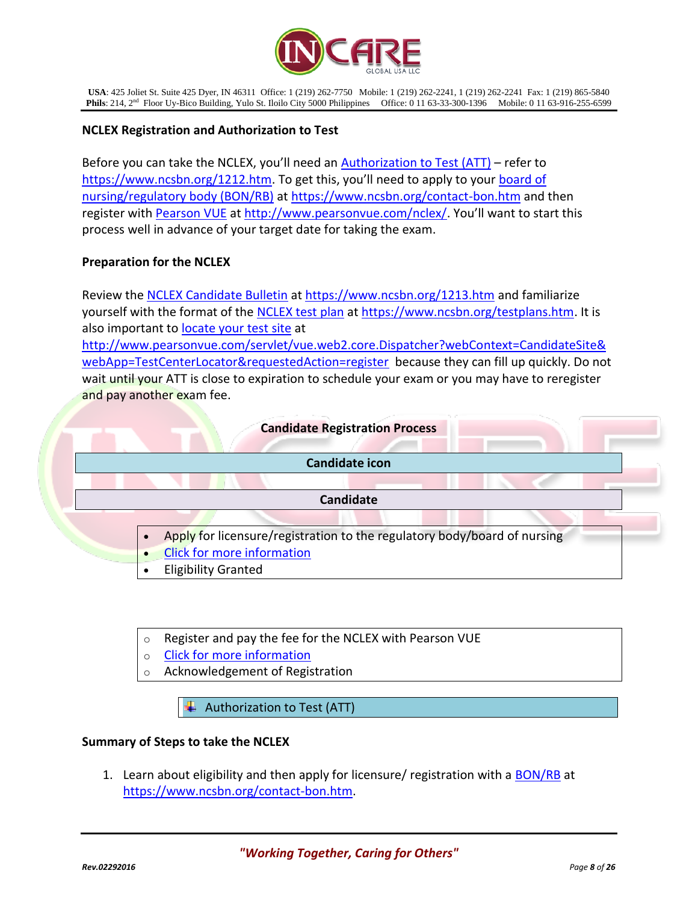### NCLEX Registration and Authorization to Test

Before you can take the NCLEX, you'll need an [Authorization to Test (ATT)](https://www.ncsbn.org/1212.htm) – refer to https://www.ncsbn.org/1212.htm. To get this, you'll need to apply to your [board of nursing/regulatory body (BON/RB)](https://www.ncsbn.org/contact-bon.htm) at https://www.ncsbn.org/contact-bon.htm and then register with [Pearson VUE](http://www.pearsonvue.com/nclex/) at http://www.pearsonvue.com/nclex/. You'll want to start this process well in advance of your target date for taking the exam.

### Preparation for the NCLEX

Review the [NCLEX Candidate Bulletin](https://www.ncsbn.org/1213.htm) at https://www.ncsbn.org/1213.htm and familiarize yourself with the format of the [NCLEX test plan](https://www.ncsbn.org/testplans.htm) at https://www.ncsbn.org/testplans.htm. It is also important to [locate your test site](http://www.pearsonvue.com/servlet/vue.web2.core.Dispatcher?webContext=CandidateSite&webApp=TestCenterLocator&requestedAction=register) at http://www.pearsonvue.com/servlet/vue.web2.core.Dispatcher?webContext=CandidateSite&webApp=TestCenterLocator&requestedAction=register because they can fill up quickly. Do not wait until your ATT is close to expiration to schedule your exam or you may have to reregister and pay another exam fee.

**Candidate Registration Process**

**Candidate icon**

**Candidate**

- Apply for licensure/registration to the regulatory body/board of nursing
- Click for more information
- Eligibility Granted

- Register and pay the fee for the NCLEX with Pearson VUE
- Click for more information
- Acknowledgement of Registration

Authorization to Test (ATT)

### Summary of Steps to take the NCLEX

1. Learn about eligibility and then apply for licensure/ registration with a [BON/RB](https://www.ncsbn.org/contact-bon.htm) at https://www.ncsbn.org/contact-bon.htm.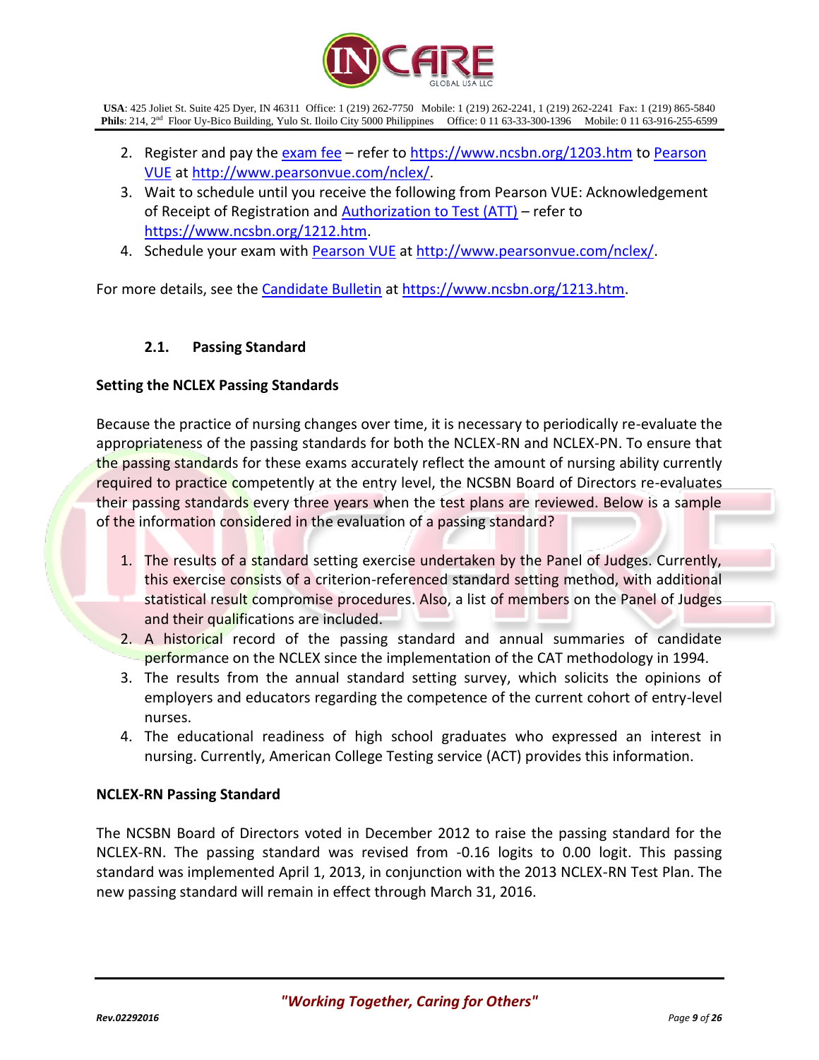2. Register and pay the exam fee – refer to https://www.ncsbn.org/1203.htm to Pearson VUE at http://www.pearsonvue.com/nclex/.
3. Wait to schedule until you receive the following from Pearson VUE: Acknowledgement of Receipt of Registration and Authorization to Test (ATT) – refer to https://www.ncsbn.org/1212.htm.
4. Schedule your exam with Pearson VUE at http://www.pearsonvue.com/nclex/.

For more details, see the Candidate Bulletin at https://www.ncsbn.org/1213.htm.

### 2.1. Passing Standard

**Setting the NCLEX Passing Standards**

Because the practice of nursing changes over time, it is necessary to periodically re-evaluate the appropriateness of the passing standards for both the NCLEX-RN and NCLEX-PN. To ensure that the passing standards for these exams accurately reflect the amount of nursing ability currently required to practice competently at the entry level, the NCSBN Board of Directors re-evaluates their passing standards every three years when the test plans are reviewed. Below is a sample of the information considered in the evaluation of a passing standard?

1. The results of a standard setting exercise undertaken by the Panel of Judges. Currently, this exercise consists of a criterion-referenced standard setting method, with additional statistical result compromise procedures. Also, a list of members on the Panel of Judges and their qualifications are included.
2. A historical record of the passing standard and annual summaries of candidate performance on the NCLEX since the implementation of the CAT methodology in 1994.
3. The results from the annual standard setting survey, which solicits the opinions of employers and educators regarding the competence of the current cohort of entry-level nurses.
4. The educational readiness of high school graduates who expressed an interest in nursing. Currently, American College Testing service (ACT) provides this information.

**NCLEX-RN Passing Standard**

The NCSBN Board of Directors voted in December 2012 to raise the passing standard for the NCLEX-RN. The passing standard was revised from -0.16 logits to 0.00 logit. This passing standard was implemented April 1, 2013, in conjunction with the 2013 NCLEX-RN Test Plan. The new passing standard will remain in effect through March 31, 2016.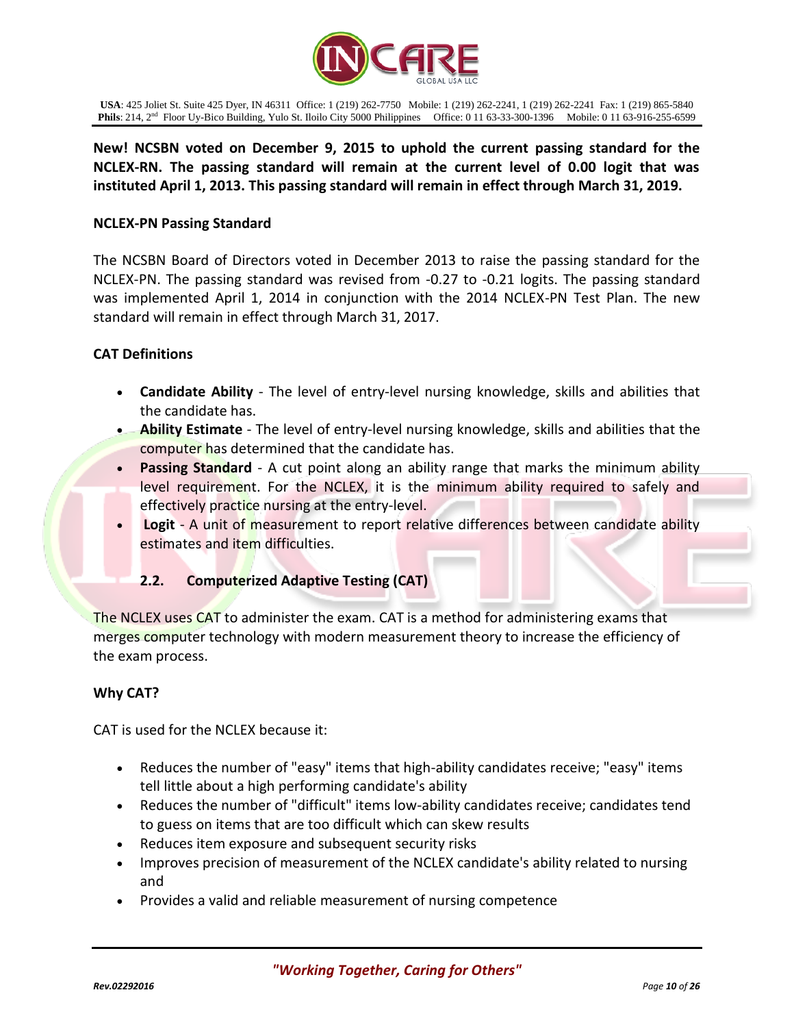**New! NCSBN voted on December 9, 2015 to uphold the current passing standard for the NCLEX-RN. The passing standard will remain at the current level of 0.00 logit that was instituted April 1, 2013. This passing standard will remain in effect through March 31, 2019.**

**NCLEX-PN Passing Standard**

The NCSBN Board of Directors voted in December 2013 to raise the passing standard for the NCLEX-PN. The passing standard was revised from -0.27 to -0.21 logits. The passing standard was implemented April 1, 2014 in conjunction with the 2014 NCLEX-PN Test Plan. The new standard will remain in effect through March 31, 2017.

**CAT Definitions**

- **Candidate Ability** - The level of entry-level nursing knowledge, skills and abilities that the candidate has.
- **Ability Estimate** - The level of entry-level nursing knowledge, skills and abilities that the computer has determined that the candidate has.
- **Passing Standard** - A cut point along an ability range that marks the minimum ability level requirement. For the NCLEX, it is the minimum ability required to safely and effectively practice nursing at the entry-level.
- **Logit** - A unit of measurement to report relative differences between candidate ability estimates and item difficulties.

### 2.2. Computerized Adaptive Testing (CAT)

The NCLEX uses CAT to administer the exam. CAT is a method for administering exams that merges computer technology with modern measurement theory to increase the efficiency of the exam process.

**Why CAT?**

CAT is used for the NCLEX because it:

- Reduces the number of "easy" items that high-ability candidates receive; "easy" items tell little about a high performing candidate's ability
- Reduces the number of "difficult" items low-ability candidates receive; candidates tend to guess on items that are too difficult which can skew results
- Reduces item exposure and subsequent security risks
- Improves precision of measurement of the NCLEX candidate's ability related to nursing and
- Provides a valid and reliable measurement of nursing competence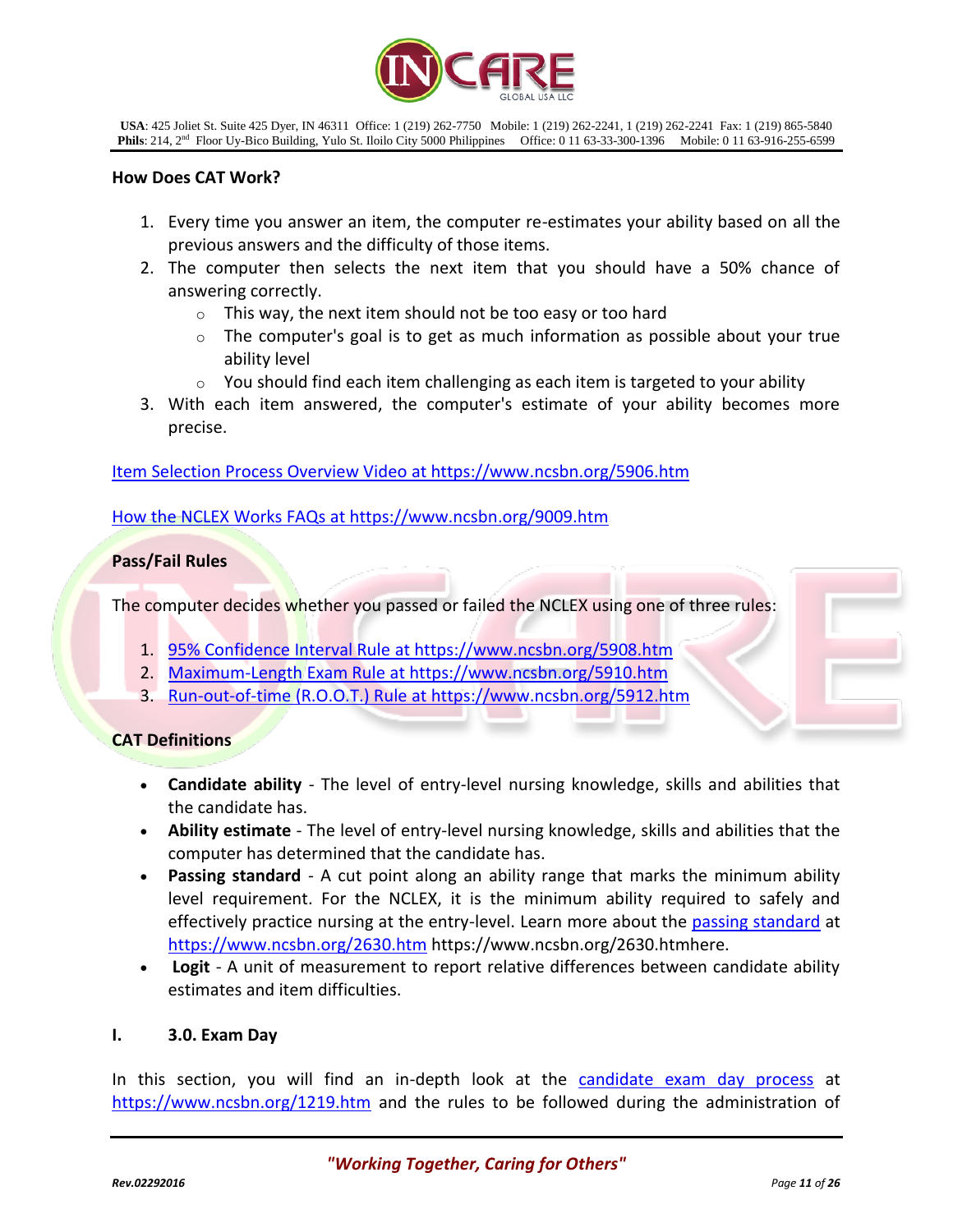**How Does CAT Work?**

1. Every time you answer an item, the computer re-estimates your ability based on all the previous answers and the difficulty of those items.
2. The computer then selects the next item that you should have a 50% chance of answering correctly.
   - This way, the next item should not be too easy or too hard
   - The computer's goal is to get as much information as possible about your true ability level
   - You should find each item challenging as each item is targeted to your ability
3. With each item answered, the computer's estimate of your ability becomes more precise.

[Item Selection Process Overview Video at https://www.ncsbn.org/5906.htm](https://www.ncsbn.org/5906.htm)

[How the NCLEX Works FAQs at https://www.ncsbn.org/9009.htm](https://www.ncsbn.org/9009.htm)

**Pass/Fail Rules**

The computer decides whether you passed or failed the NCLEX using one of three rules:

1. [95% Confidence Interval Rule at https://www.ncsbn.org/5908.htm](https://www.ncsbn.org/5908.htm)
2. [Maximum-Length Exam Rule at https://www.ncsbn.org/5910.htm](https://www.ncsbn.org/5910.htm)
3. [Run-out-of-time (R.O.O.T.) Rule at https://www.ncsbn.org/5912.htm](https://www.ncsbn.org/5912.htm)

**CAT Definitions**

- **Candidate ability** - The level of entry-level nursing knowledge, skills and abilities that the candidate has.
- **Ability estimate** - The level of entry-level nursing knowledge, skills and abilities that the computer has determined that the candidate has.
- **Passing standard** - A cut point along an ability range that marks the minimum ability level requirement. For the NCLEX, it is the minimum ability required to safely and effectively practice nursing at the entry-level. Learn more about the [passing standard](https://www.ncsbn.org/2630.htm) at [https://www.ncsbn.org/2630.htm](https://www.ncsbn.org/2630.htm) https://www.ncsbn.org/2630.htmhere.
- **Logit** - A unit of measurement to report relative differences between candidate ability estimates and item difficulties.

## I. 3.0. Exam Day

In this section, you will find an in-depth look at the [candidate exam day process](https://www.ncsbn.org/1219.htm) at [https://www.ncsbn.org/1219.htm](https://www.ncsbn.org/1219.htm) and the rules to be followed during the administration of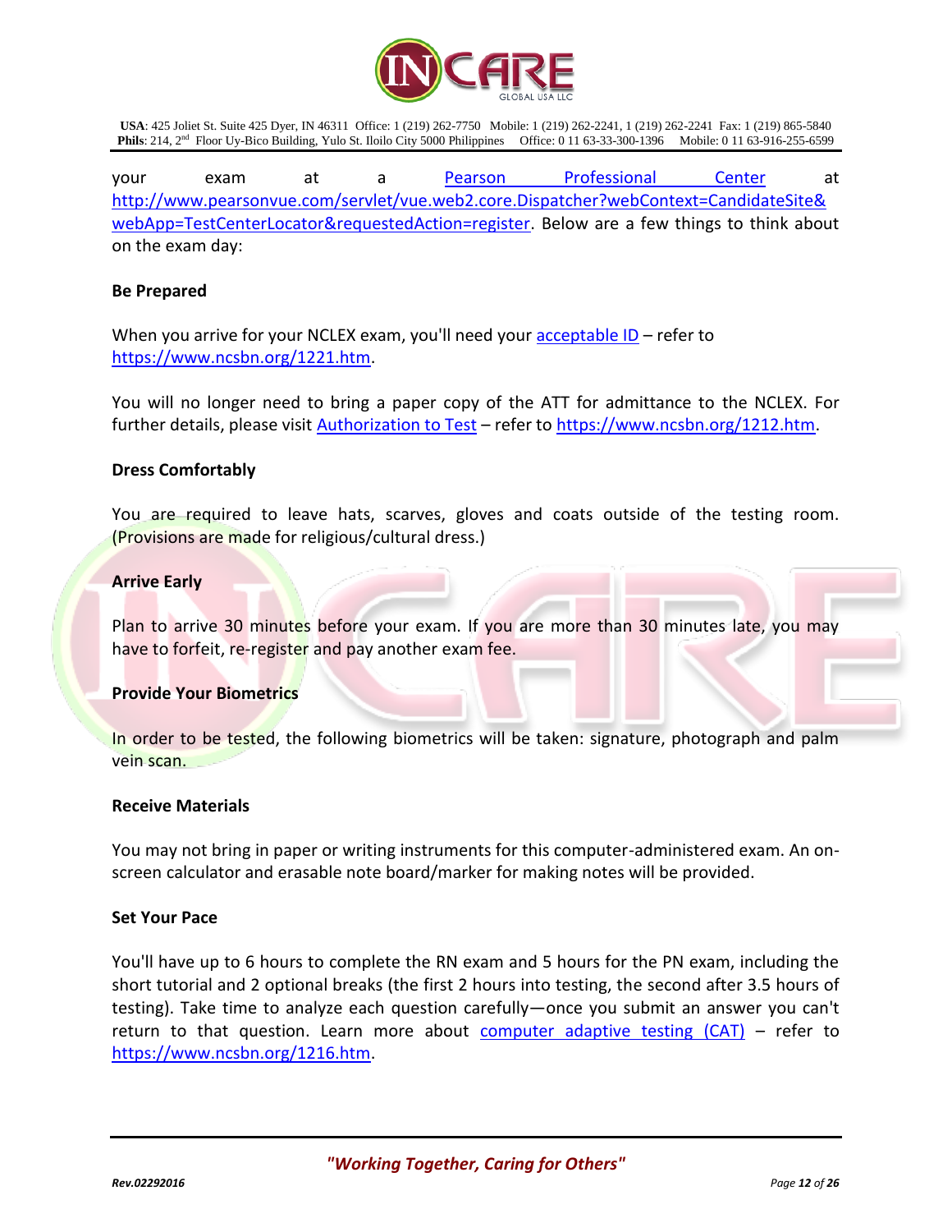your exam at a [Pearson Professional Center](http://www.pearsonvue.com/servlet/vue.web2.core.Dispatcher?webContext=CandidateSite&webApp=TestCenterLocator&requestedAction=register) at http://www.pearsonvue.com/servlet/vue.web2.core.Dispatcher?webContext=CandidateSite&webApp=TestCenterLocator&requestedAction=register. Below are a few things to think about on the exam day:

**Be Prepared**

When you arrive for your NCLEX exam, you'll need your [acceptable ID](https://www.ncsbn.org/1221.htm) – refer to https://www.ncsbn.org/1221.htm.

You will no longer need to bring a paper copy of the ATT for admittance to the NCLEX. For further details, please visit [Authorization to Test](https://www.ncsbn.org/1212.htm) – refer to https://www.ncsbn.org/1212.htm.

**Dress Comfortably**

You are required to leave hats, scarves, gloves and coats outside of the testing room. (Provisions are made for religious/cultural dress.)

**Arrive Early**

Plan to arrive 30 minutes before your exam. If you are more than 30 minutes late, you may have to forfeit, re-register and pay another exam fee.

**Provide Your Biometrics**

In order to be tested, the following biometrics will be taken: signature, photograph and palm vein scan.

**Receive Materials**

You may not bring in paper or writing instruments for this computer-administered exam. An on-screen calculator and erasable note board/marker for making notes will be provided.

**Set Your Pace**

You'll have up to 6 hours to complete the RN exam and 5 hours for the PN exam, including the short tutorial and 2 optional breaks (the first 2 hours into testing, the second after 3.5 hours of testing). Take time to analyze each question carefully—once you submit an answer you can't return to that question. Learn more about [computer adaptive testing (CAT)](https://www.ncsbn.org/1216.htm) – refer to https://www.ncsbn.org/1216.htm.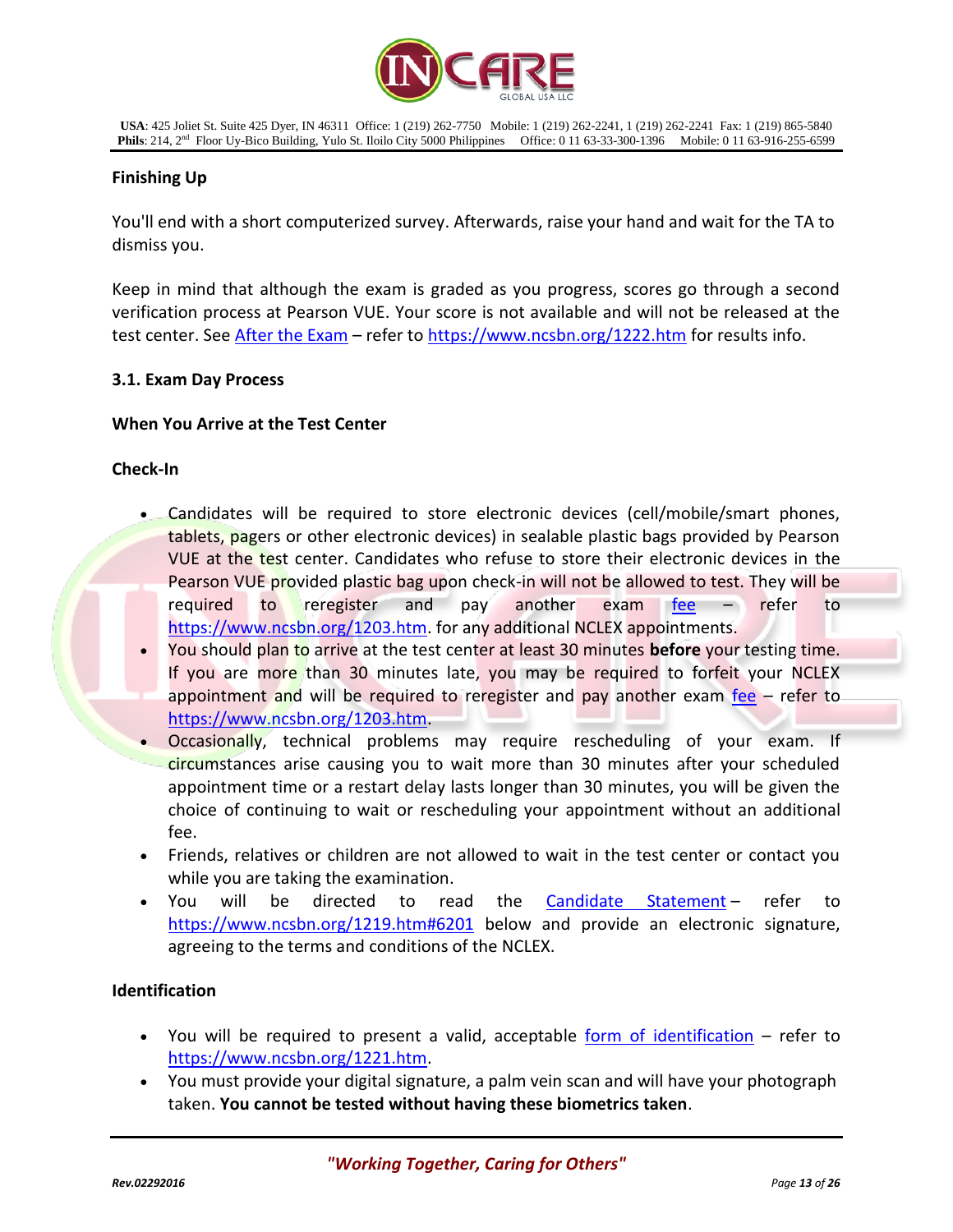**Finishing Up**

You'll end with a short computerized survey. Afterwards, raise your hand and wait for the TA to dismiss you.

Keep in mind that although the exam is graded as you progress, scores go through a second verification process at Pearson VUE. Your score is not available and will not be released at the test center. See After the Exam – refer to https://www.ncsbn.org/1222.htm for results info.

**3.1. Exam Day Process**

**When You Arrive at the Test Center**

**Check-In**

- Candidates will be required to store electronic devices (cell/mobile/smart phones, tablets, pagers or other electronic devices) in sealable plastic bags provided by Pearson VUE at the test center. Candidates who refuse to store their electronic devices in the Pearson VUE provided plastic bag upon check-in will not be allowed to test. They will be required to reregister and pay another exam fee – refer to https://www.ncsbn.org/1203.htm. for any additional NCLEX appointments.
- You should plan to arrive at the test center at least 30 minutes **before** your testing time. If you are more than 30 minutes late, you may be required to forfeit your NCLEX appointment and will be required to reregister and pay another exam fee – refer to https://www.ncsbn.org/1203.htm.
- Occasionally, technical problems may require rescheduling of your exam. If circumstances arise causing you to wait more than 30 minutes after your scheduled appointment time or a restart delay lasts longer than 30 minutes, you will be given the choice of continuing to wait or rescheduling your appointment without an additional fee.
- Friends, relatives or children are not allowed to wait in the test center or contact you while you are taking the examination.
- You will be directed to read the Candidate Statement – refer to https://www.ncsbn.org/1219.htm#6201 below and provide an electronic signature, agreeing to the terms and conditions of the NCLEX.

**Identification**

- You will be required to present a valid, acceptable form of identification – refer to https://www.ncsbn.org/1221.htm.
- You must provide your digital signature, a palm vein scan and will have your photograph taken. **You cannot be tested without having these biometrics taken**.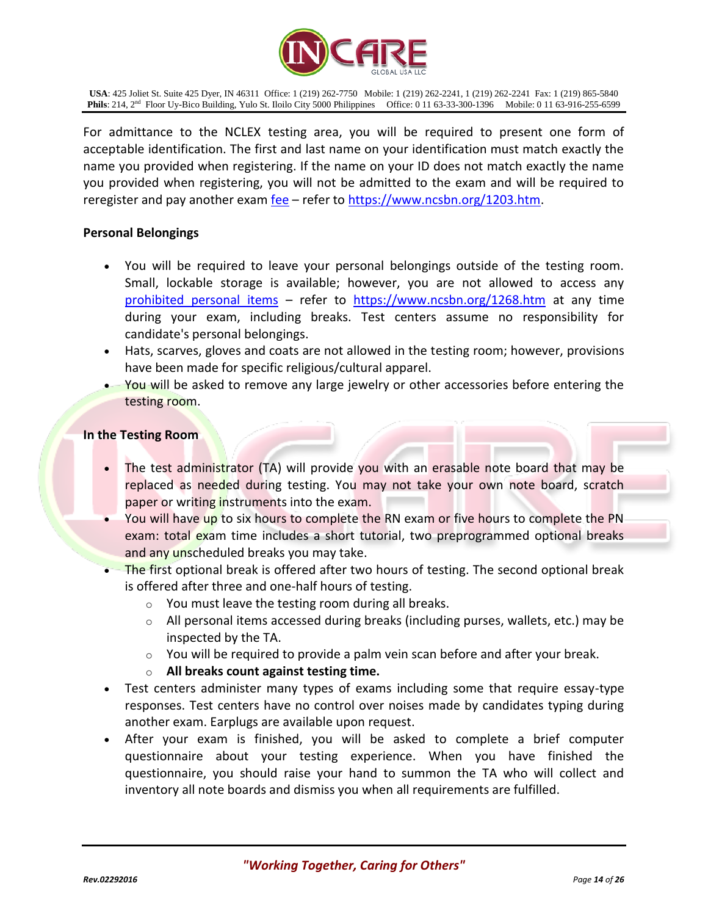For admittance to the NCLEX testing area, you will be required to present one form of acceptable identification. The first and last name on your identification must match exactly the name you provided when registering. If the name on your ID does not match exactly the name you provided when registering, you will not be admitted to the exam and will be required to reregister and pay another exam fee – refer to https://www.ncsbn.org/1203.htm.

**Personal Belongings**

- You will be required to leave your personal belongings outside of the testing room. Small, lockable storage is available; however, you are not allowed to access any prohibited personal items – refer to https://www.ncsbn.org/1268.htm at any time during your exam, including breaks. Test centers assume no responsibility for candidate's personal belongings.
- Hats, scarves, gloves and coats are not allowed in the testing room; however, provisions have been made for specific religious/cultural apparel.
- You will be asked to remove any large jewelry or other accessories before entering the testing room.

**In the Testing Room**

- The test administrator (TA) will provide you with an erasable note board that may be replaced as needed during testing. You may not take your own note board, scratch paper or writing instruments into the exam.
- You will have up to six hours to complete the RN exam or five hours to complete the PN exam: total exam time includes a short tutorial, two preprogrammed optional breaks and any unscheduled breaks you may take.
- The first optional break is offered after two hours of testing. The second optional break is offered after three and one-half hours of testing.
    - You must leave the testing room during all breaks.
    - All personal items accessed during breaks (including purses, wallets, etc.) may be inspected by the TA.
    - You will be required to provide a palm vein scan before and after your break.
    - **All breaks count against testing time.**
- Test centers administer many types of exams including some that require essay-type responses. Test centers have no control over noises made by candidates typing during another exam. Earplugs are available upon request.
- After your exam is finished, you will be asked to complete a brief computer questionnaire about your testing experience. When you have finished the questionnaire, you should raise your hand to summon the TA who will collect and inventory all note boards and dismiss you when all requirements are fulfilled.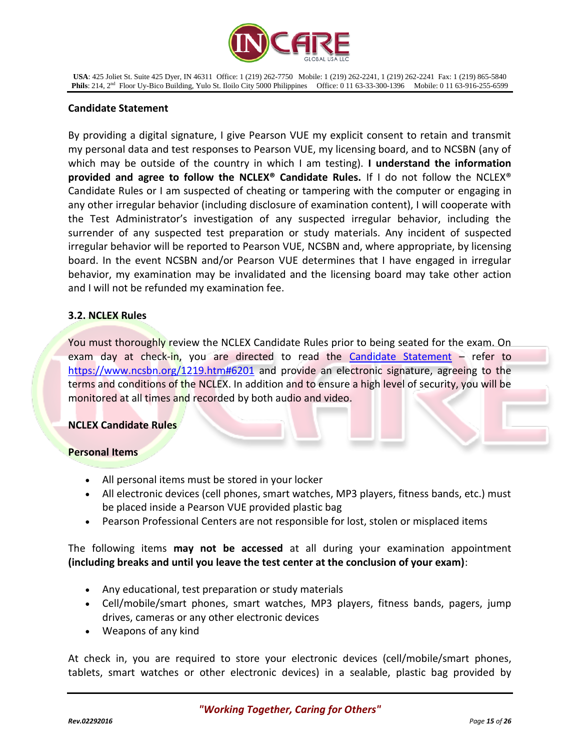**Candidate Statement**

By providing a digital signature, I give Pearson VUE my explicit consent to retain and transmit my personal data and test responses to Pearson VUE, my licensing board, and to NCSBN (any of which may be outside of the country in which I am testing). **I understand the information provided and agree to follow the NCLEX® Candidate Rules.** If I do not follow the NCLEX® Candidate Rules or I am suspected of cheating or tampering with the computer or engaging in any other irregular behavior (including disclosure of examination content), I will cooperate with the Test Administrator's investigation of any suspected irregular behavior, including the surrender of any suspected test preparation or study materials. Any incident of suspected irregular behavior will be reported to Pearson VUE, NCSBN and, where appropriate, by licensing board. In the event NCSBN and/or Pearson VUE determines that I have engaged in irregular behavior, my examination may be invalidated and the licensing board may take other action and I will not be refunded my examination fee.

**3.2. NCLEX Rules**

You must thoroughly review the NCLEX Candidate Rules prior to being seated for the exam. On exam day at check-in, you are directed to read the [Candidate Statement](https://www.ncsbn.org/1219.htm#6201) – refer to https://www.ncsbn.org/1219.htm#6201 and provide an electronic signature, agreeing to the terms and conditions of the NCLEX. In addition and to ensure a high level of security, you will be monitored at all times and recorded by both audio and video.

**NCLEX Candidate Rules**

**Personal Items**

- All personal items must be stored in your locker
- All electronic devices (cell phones, smart watches, MP3 players, fitness bands, etc.) must be placed inside a Pearson VUE provided plastic bag
- Pearson Professional Centers are not responsible for lost, stolen or misplaced items

The following items **may not be accessed** at all during your examination appointment **(including breaks and until you leave the test center at the conclusion of your exam)**:

- Any educational, test preparation or study materials
- Cell/mobile/smart phones, smart watches, MP3 players, fitness bands, pagers, jump drives, cameras or any other electronic devices
- Weapons of any kind

At check in, you are required to store your electronic devices (cell/mobile/smart phones, tablets, smart watches or other electronic devices) in a sealable, plastic bag provided by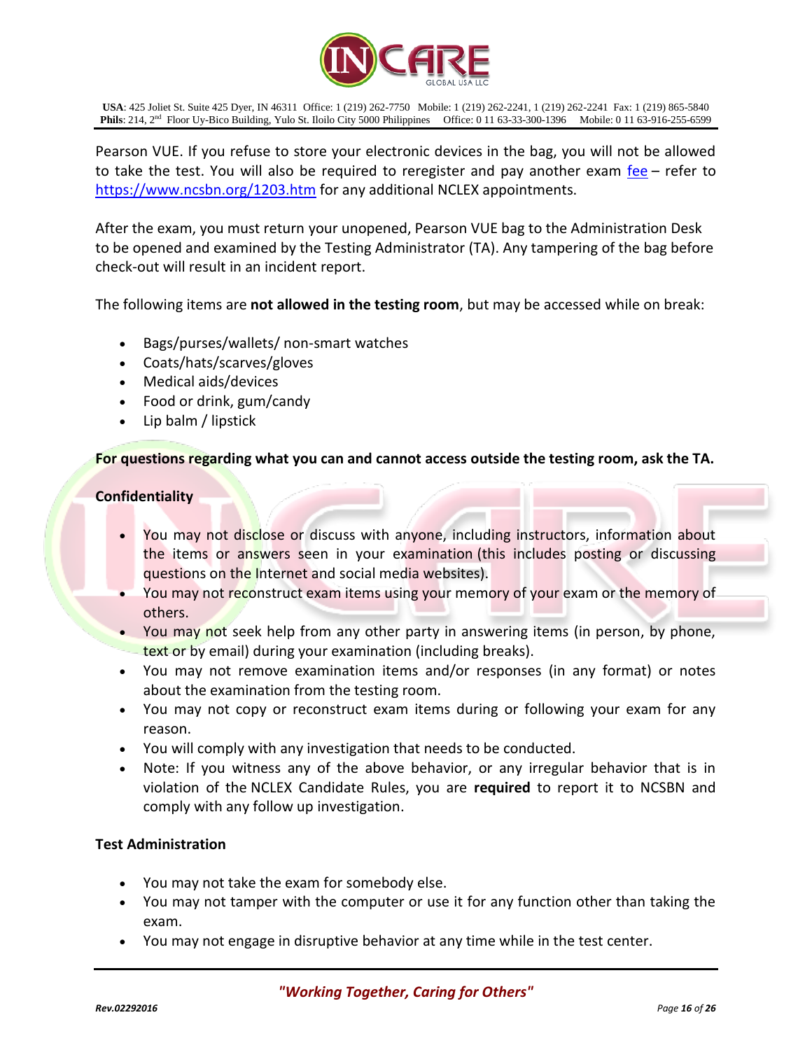Pearson VUE. If you refuse to store your electronic devices in the bag, you will not be allowed to take the test. You will also be required to reregister and pay another exam [fee](#) – refer to [https://www.ncsbn.org/1203.htm](https://www.ncsbn.org/1203.htm) for any additional NCLEX appointments.

After the exam, you must return your unopened, Pearson VUE bag to the Administration Desk to be opened and examined by the Testing Administrator (TA). Any tampering of the bag before check-out will result in an incident report.

The following items are **not allowed in the testing room**, but may be accessed while on break:

- Bags/purses/wallets/ non-smart watches
- Coats/hats/scarves/gloves
- Medical aids/devices
- Food or drink, gum/candy
- Lip balm / lipstick

**For questions regarding what you can and cannot access outside the testing room, ask the TA.**

**Confidentiality**

- You may not disclose or discuss with anyone, including instructors, information about the items or answers seen in your examination (this includes posting or discussing questions on the Internet and social media websites).
- You may not reconstruct exam items using your memory of your exam or the memory of others.
- You may not seek help from any other party in answering items (in person, by phone, text or by email) during your examination (including breaks).
- You may not remove examination items and/or responses (in any format) or notes about the examination from the testing room.
- You may not copy or reconstruct exam items during or following your exam for any reason.
- You will comply with any investigation that needs to be conducted.
- Note: If you witness any of the above behavior, or any irregular behavior that is in violation of the NCLEX Candidate Rules, you are **required** to report it to NCSBN and comply with any follow up investigation.

**Test Administration**

- You may not take the exam for somebody else.
- You may not tamper with the computer or use it for any function other than taking the exam.
- You may not engage in disruptive behavior at any time while in the test center.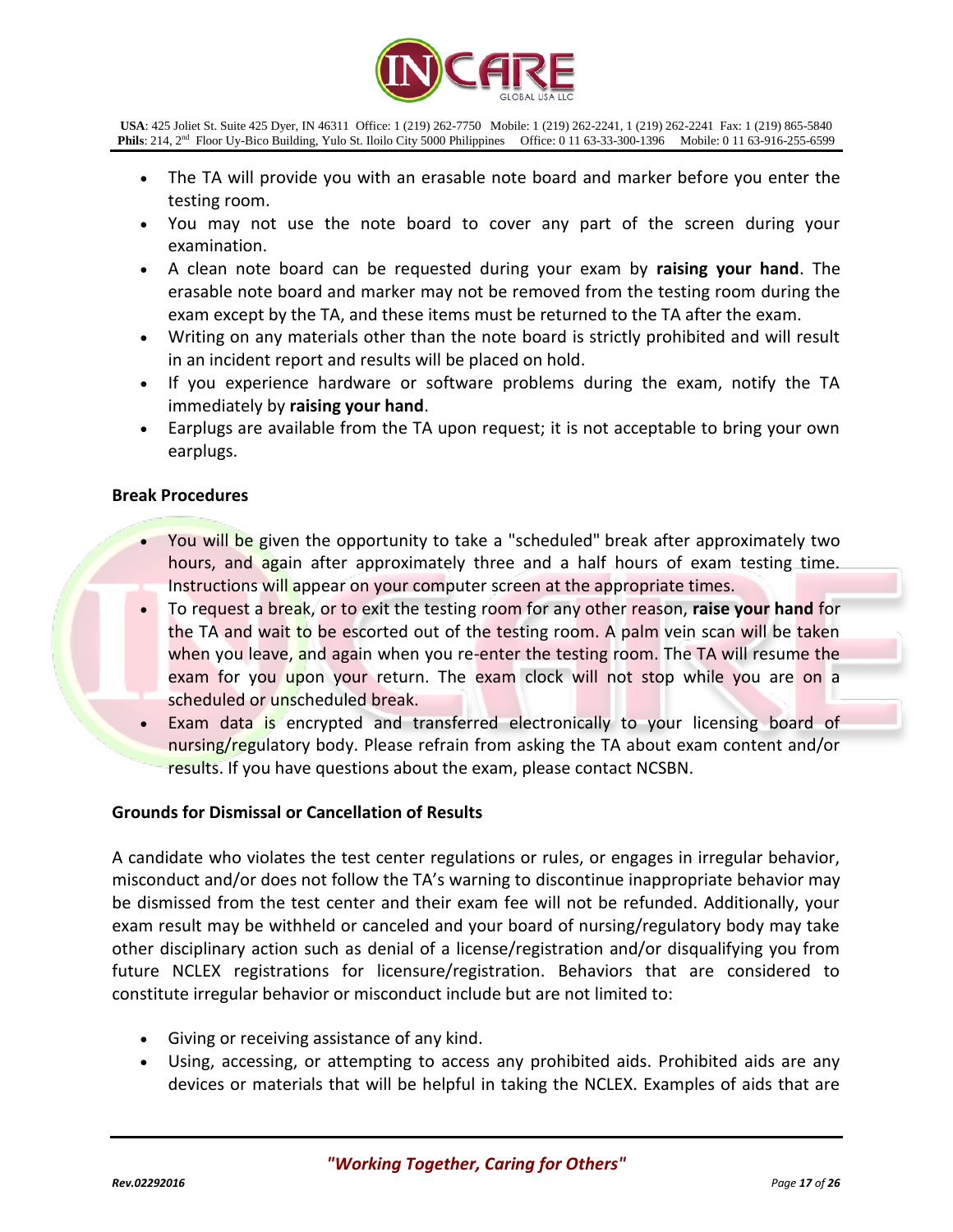- The TA will provide you with an erasable note board and marker before you enter the testing room.
- You may not use the note board to cover any part of the screen during your examination.
- A clean note board can be requested during your exam by **raising your hand**. The erasable note board and marker may not be removed from the testing room during the exam except by the TA, and these items must be returned to the TA after the exam.
- Writing on any materials other than the note board is strictly prohibited and will result in an incident report and results will be placed on hold.
- If you experience hardware or software problems during the exam, notify the TA immediately by **raising your hand**.
- Earplugs are available from the TA upon request; it is not acceptable to bring your own earplugs.

**Break Procedures**

- You will be given the opportunity to take a "scheduled" break after approximately two hours, and again after approximately three and a half hours of exam testing time. Instructions will appear on your computer screen at the appropriate times.
- To request a break, or to exit the testing room for any other reason, **raise your hand** for the TA and wait to be escorted out of the testing room. A palm vein scan will be taken when you leave, and again when you re-enter the testing room. The TA will resume the exam for you upon your return. The exam clock will not stop while you are on a scheduled or unscheduled break.
- Exam data is encrypted and transferred electronically to your licensing board of nursing/regulatory body. Please refrain from asking the TA about exam content and/or results. If you have questions about the exam, please contact NCSBN.

**Grounds for Dismissal or Cancellation of Results**

A candidate who violates the test center regulations or rules, or engages in irregular behavior, misconduct and/or does not follow the TA's warning to discontinue inappropriate behavior may be dismissed from the test center and their exam fee will not be refunded. Additionally, your exam result may be withheld or canceled and your board of nursing/regulatory body may take other disciplinary action such as denial of a license/registration and/or disqualifying you from future NCLEX registrations for licensure/registration. Behaviors that are considered to constitute irregular behavior or misconduct include but are not limited to:

- Giving or receiving assistance of any kind.
- Using, accessing, or attempting to access any prohibited aids. Prohibited aids are any devices or materials that will be helpful in taking the NCLEX. Examples of aids that are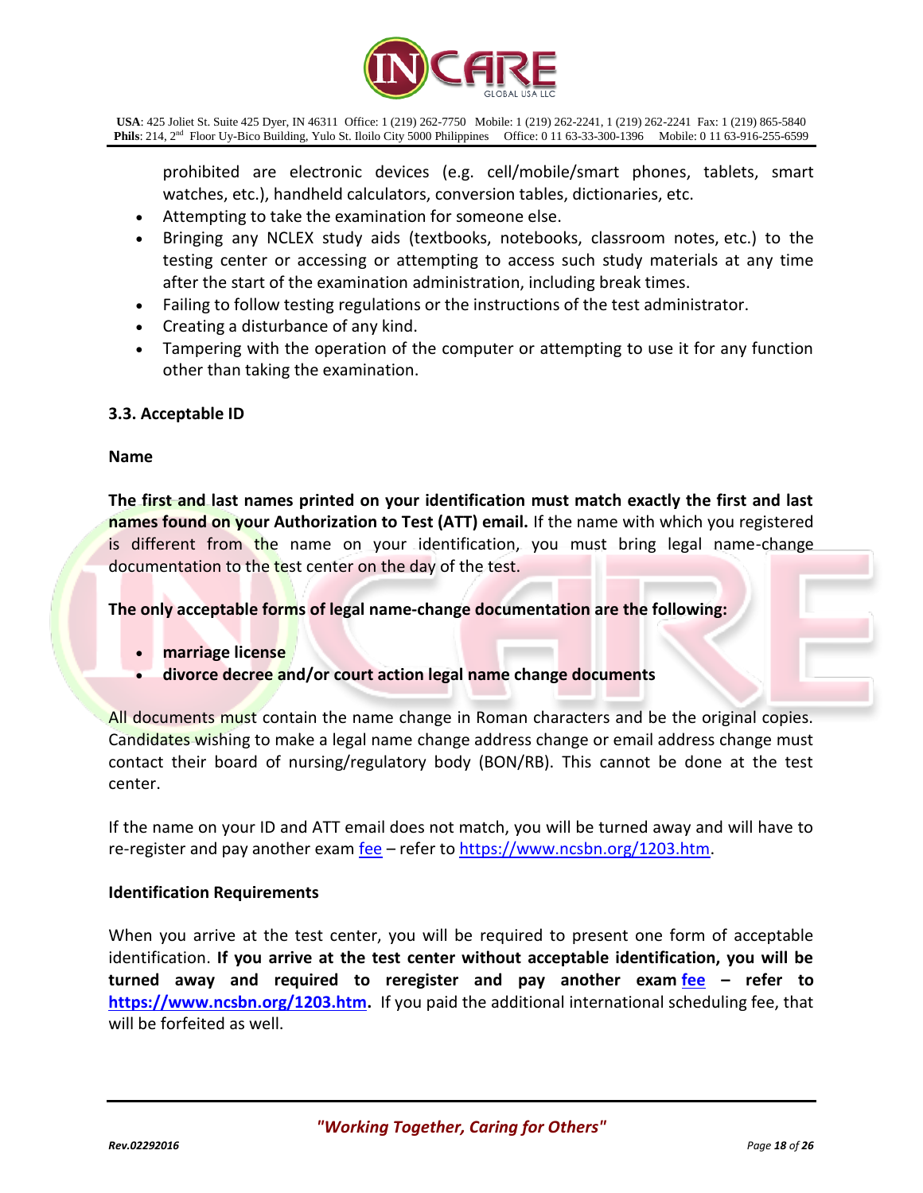prohibited are electronic devices (e.g. cell/mobile/smart phones, tablets, smart watches, etc.), handheld calculators, conversion tables, dictionaries, etc.

- Attempting to take the examination for someone else.
- Bringing any NCLEX study aids (textbooks, notebooks, classroom notes, etc.) to the testing center or accessing or attempting to access such study materials at any time after the start of the examination administration, including break times.
- Failing to follow testing regulations or the instructions of the test administrator.
- Creating a disturbance of any kind.
- Tampering with the operation of the computer or attempting to use it for any function other than taking the examination.

### 3.3. Acceptable ID

**Name**

**The first and last names printed on your identification must match exactly the first and last names found on your Authorization to Test (ATT) email.** If the name with which you registered is different from the name on your identification, you must bring legal name-change documentation to the test center on the day of the test.

**The only acceptable forms of legal name-change documentation are the following:**

- **marriage license**
- **divorce decree and/or court action legal name change documents**

All documents must contain the name change in Roman characters and be the original copies. Candidates wishing to make a legal name change address change or email address change must contact their board of nursing/regulatory body (BON/RB). This cannot be done at the test center.

If the name on your ID and ATT email does not match, you will be turned away and will have to re-register and pay another exam fee – refer to https://www.ncsbn.org/1203.htm.

**Identification Requirements**

When you arrive at the test center, you will be required to present one form of acceptable identification. **If you arrive at the test center without acceptable identification, you will be turned away and required to reregister and pay another exam fee – refer to https://www.ncsbn.org/1203.htm.** If you paid the additional international scheduling fee, that will be forfeited as well.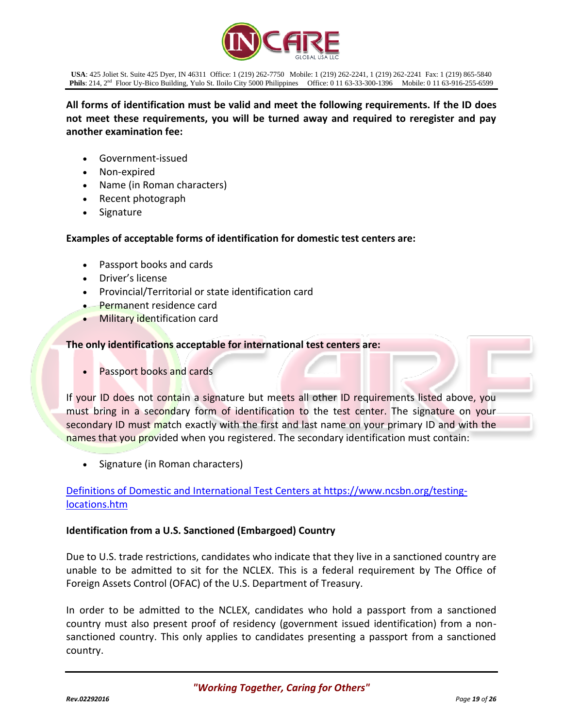**All forms of identification must be valid and meet the following requirements. If the ID does not meet these requirements, you will be turned away and required to reregister and pay another examination fee:**

- Government-issued
- Non-expired
- Name (in Roman characters)
- Recent photograph
- Signature

**Examples of acceptable forms of identification for domestic test centers are:**

- Passport books and cards
- Driver's license
- Provincial/Territorial or state identification card
- Permanent residence card
- Military identification card

**The only identifications acceptable for international test centers are:**

- Passport books and cards

If your ID does not contain a signature but meets all other ID requirements listed above, you must bring in a secondary form of identification to the test center. The signature on your secondary ID must match exactly with the first and last name on your primary ID and with the names that you provided when you registered. The secondary identification must contain:

- Signature (in Roman characters)

[Definitions of Domestic and International Test Centers at https://www.ncsbn.org/testing-locations.htm](https://www.ncsbn.org/testing-locations.htm)

**Identification from a U.S. Sanctioned (Embargoed) Country**

Due to U.S. trade restrictions, candidates who indicate that they live in a sanctioned country are unable to be admitted to sit for the NCLEX. This is a federal requirement by The Office of Foreign Assets Control (OFAC) of the U.S. Department of Treasury.

In order to be admitted to the NCLEX, candidates who hold a passport from a sanctioned country must also present proof of residency (government issued identification) from a non-sanctioned country. This only applies to candidates presenting a passport from a sanctioned country.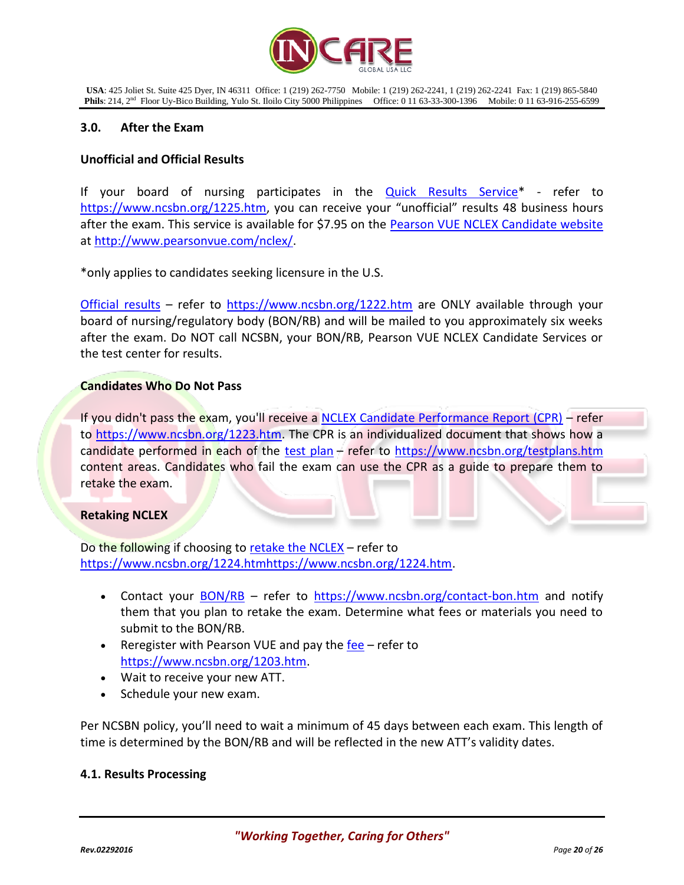## 3.0. After the Exam

### Unofficial and Official Results

If your board of nursing participates in the Quick Results Service* - refer to https://www.ncsbn.org/1225.htm, you can receive your "unofficial" results 48 business hours after the exam. This service is available for $7.95 on the Pearson VUE NCLEX Candidate website at http://www.pearsonvue.com/nclex/.

*only applies to candidates seeking licensure in the U.S.

Official results – refer to https://www.ncsbn.org/1222.htm are ONLY available through your board of nursing/regulatory body (BON/RB) and will be mailed to you approximately six weeks after the exam. Do NOT call NCSBN, your BON/RB, Pearson VUE NCLEX Candidate Services or the test center for results.

### Candidates Who Do Not Pass

If you didn't pass the exam, you'll receive a NCLEX Candidate Performance Report (CPR) – refer to https://www.ncsbn.org/1223.htm. The CPR is an individualized document that shows how a candidate performed in each of the test plan – refer to https://www.ncsbn.org/testplans.htm content areas. Candidates who fail the exam can use the CPR as a guide to prepare them to retake the exam.

### Retaking NCLEX

Do the following if choosing to retake the NCLEX – refer to https://www.ncsbn.org/1224.htmhttps://www.ncsbn.org/1224.htm.

- Contact your BON/RB – refer to https://www.ncsbn.org/contact-bon.htm and notify them that you plan to retake the exam. Determine what fees or materials you need to submit to the BON/RB.
- Reregister with Pearson VUE and pay the fee – refer to https://www.ncsbn.org/1203.htm.
- Wait to receive your new ATT.
- Schedule your new exam.

Per NCSBN policy, you'll need to wait a minimum of 45 days between each exam. This length of time is determined by the BON/RB and will be reflected in the new ATT's validity dates.

### 4.1. Results Processing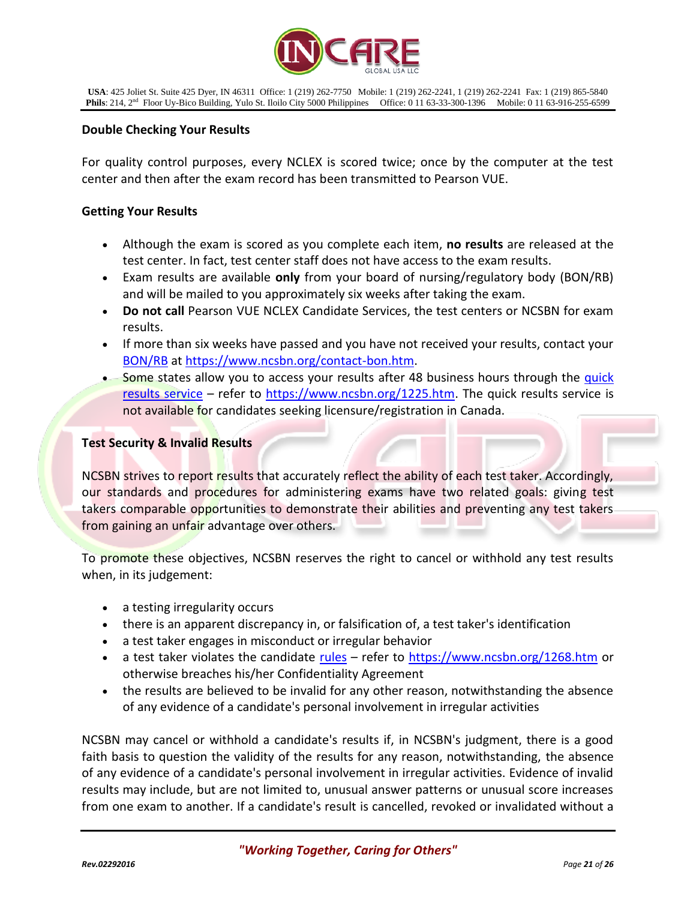### Double Checking Your Results

For quality control purposes, every NCLEX is scored twice; once by the computer at the test center and then after the exam record has been transmitted to Pearson VUE.

### Getting Your Results

- Although the exam is scored as you complete each item, **no results** are released at the test center. In fact, test center staff does not have access to the exam results.
- Exam results are available **only** from your board of nursing/regulatory body (BON/RB) and will be mailed to you approximately six weeks after taking the exam.
- **Do not call** Pearson VUE NCLEX Candidate Services, the test centers or NCSBN for exam results.
- If more than six weeks have passed and you have not received your results, contact your BON/RB at https://www.ncsbn.org/contact-bon.htm.
- Some states allow you to access your results after 48 business hours through the quick results service – refer to https://www.ncsbn.org/1225.htm. The quick results service is not available for candidates seeking licensure/registration in Canada.

### Test Security & Invalid Results

NCSBN strives to report results that accurately reflect the ability of each test taker. Accordingly, our standards and procedures for administering exams have two related goals: giving test takers comparable opportunities to demonstrate their abilities and preventing any test takers from gaining an unfair advantage over others.

To promote these objectives, NCSBN reserves the right to cancel or withhold any test results when, in its judgement:

- a testing irregularity occurs
- there is an apparent discrepancy in, or falsification of, a test taker's identification
- a test taker engages in misconduct or irregular behavior
- a test taker violates the candidate rules – refer to https://www.ncsbn.org/1268.htm or otherwise breaches his/her Confidentiality Agreement
- the results are believed to be invalid for any other reason, notwithstanding the absence of any evidence of a candidate's personal involvement in irregular activities

NCSBN may cancel or withhold a candidate's results if, in NCSBN's judgment, there is a good faith basis to question the validity of the results for any reason, notwithstanding, the absence of any evidence of a candidate's personal involvement in irregular activities. Evidence of invalid results may include, but are not limited to, unusual answer patterns or unusual score increases from one exam to another. If a candidate's result is cancelled, revoked or invalidated without a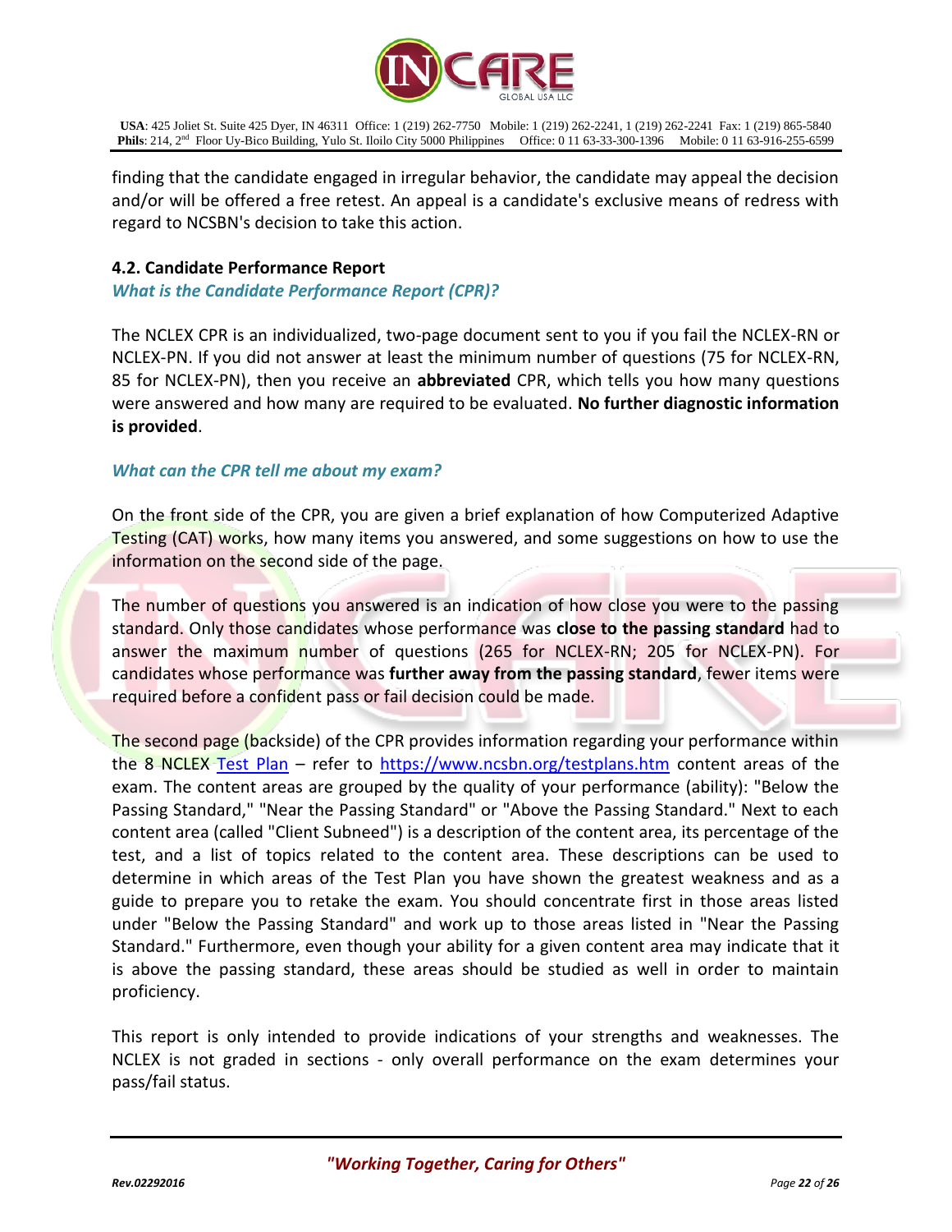finding that the candidate engaged in irregular behavior, the candidate may appeal the decision and/or will be offered a free retest. An appeal is a candidate's exclusive means of redress with regard to NCSBN's decision to take this action.

### 4.2. Candidate Performance Report

*What is the Candidate Performance Report (CPR)?*

The NCLEX CPR is an individualized, two-page document sent to you if you fail the NCLEX-RN or NCLEX-PN. If you did not answer at least the minimum number of questions (75 for NCLEX-RN, 85 for NCLEX-PN), then you receive an **abbreviated** CPR, which tells you how many questions were answered and how many are required to be evaluated. **No further diagnostic information is provided**.

*What can the CPR tell me about my exam?*

On the front side of the CPR, you are given a brief explanation of how Computerized Adaptive Testing (CAT) works, how many items you answered, and some suggestions on how to use the information on the second side of the page.

The number of questions you answered is an indication of how close you were to the passing standard. Only those candidates whose performance was **close to the passing standard** had to answer the maximum number of questions (265 for NCLEX-RN; 205 for NCLEX-PN). For candidates whose performance was **further away from the passing standard**, fewer items were required before a confident pass or fail decision could be made.

The second page (backside) of the CPR provides information regarding your performance within the 8 NCLEX [Test Plan](https://www.ncsbn.org/testplans.htm) – refer to https://www.ncsbn.org/testplans.htm content areas of the exam. The content areas are grouped by the quality of your performance (ability): "Below the Passing Standard," "Near the Passing Standard" or "Above the Passing Standard." Next to each content area (called "Client Subneed") is a description of the content area, its percentage of the test, and a list of topics related to the content area. These descriptions can be used to determine in which areas of the Test Plan you have shown the greatest weakness and as a guide to prepare you to retake the exam. You should concentrate first in those areas listed under "Below the Passing Standard" and work up to those areas listed in "Near the Passing Standard." Furthermore, even though your ability for a given content area may indicate that it is above the passing standard, these areas should be studied as well in order to maintain proficiency.

This report is only intended to provide indications of your strengths and weaknesses. The NCLEX is not graded in sections - only overall performance on the exam determines your pass/fail status.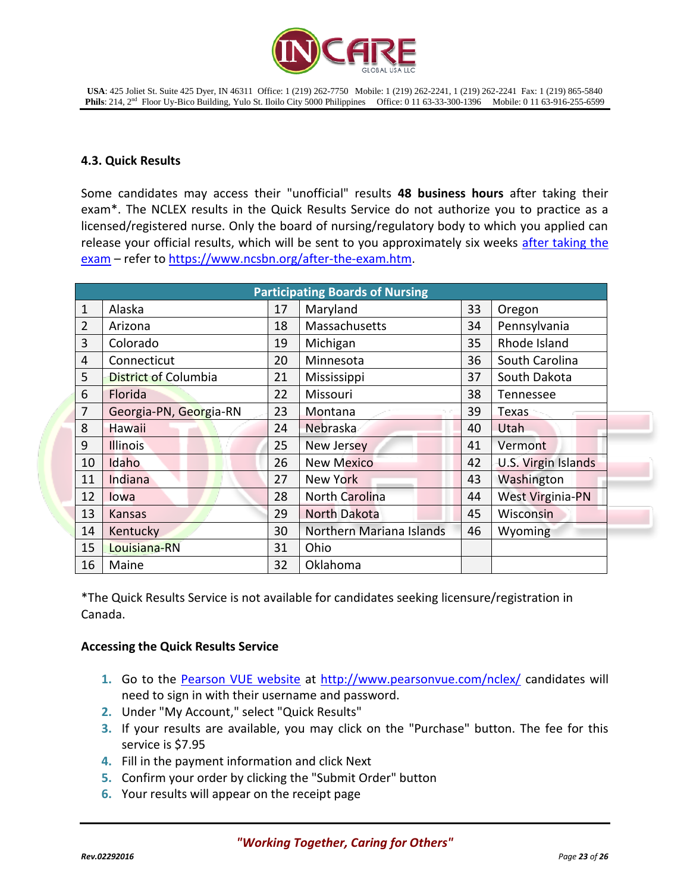### 4.3. Quick Results

Some candidates may access their "unofficial" results **48 business hours** after taking their exam*. The NCLEX results in the Quick Results Service do not authorize you to practice as a licensed/registered nurse. Only the board of nursing/regulatory body to which you applied can release your official results, which will be sent to you approximately six weeks after taking the exam – refer to https://www.ncsbn.org/after-the-exam.htm.

| Participating Boards of Nursing | | | | | |
|---|---|---|---|---|---|
| 1 | Alaska | 17 | Maryland | 33 | Oregon |
| 2 | Arizona | 18 | Massachusetts | 34 | Pennsylvania |
| 3 | Colorado | 19 | Michigan | 35 | Rhode Island |
| 4 | Connecticut | 20 | Minnesota | 36 | South Carolina |
| 5 | District of Columbia | 21 | Mississippi | 37 | South Dakota |
| 6 | Florida | 22 | Missouri | 38 | Tennessee |
| 7 | Georgia-PN, Georgia-RN | 23 | Montana | 39 | Texas |
| 8 | Hawaii | 24 | Nebraska | 40 | Utah |
| 9 | Illinois | 25 | New Jersey | 41 | Vermont |
| 10 | Idaho | 26 | New Mexico | 42 | U.S. Virgin Islands |
| 11 | Indiana | 27 | New York | 43 | Washington |
| 12 | Iowa | 28 | North Carolina | 44 | West Virginia-PN |
| 13 | Kansas | 29 | North Dakota | 45 | Wisconsin |
| 14 | Kentucky | 30 | Northern Mariana Islands | 46 | Wyoming |
| 15 | Louisiana-RN | 31 | Ohio | | |
| 16 | Maine | 32 | Oklahoma | | |

*The Quick Results Service is not available for candidates seeking licensure/registration in Canada.

**Accessing the Quick Results Service**

1. Go to the Pearson VUE website at http://www.pearsonvue.com/nclex/ candidates will need to sign in with their username and password.
2. Under "My Account," select "Quick Results"
3. If your results are available, you may click on the "Purchase" button. The fee for this service is $7.95
4. Fill in the payment information and click Next
5. Confirm your order by clicking the "Submit Order" button
6. Your results will appear on the receipt page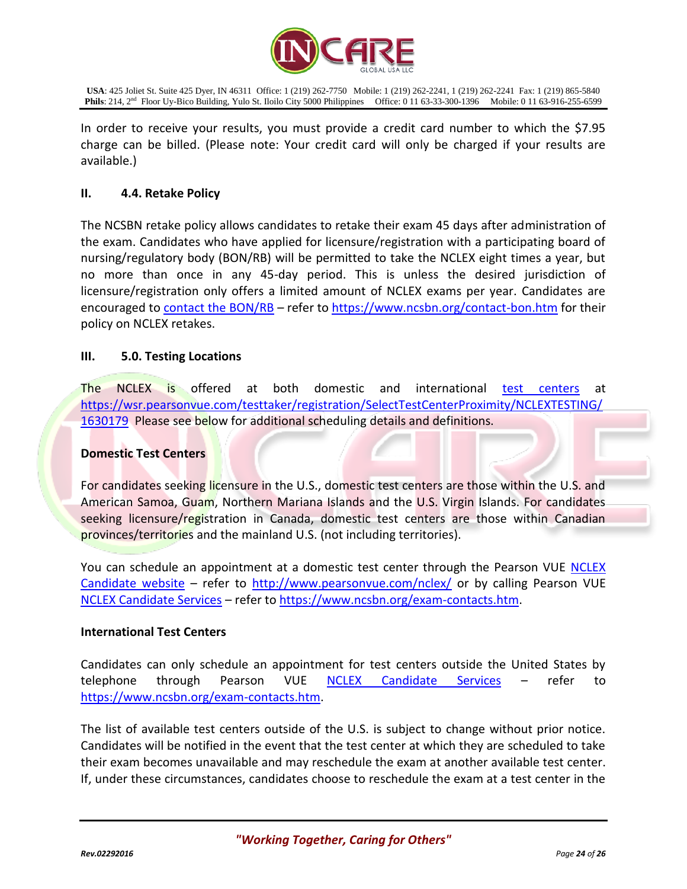In order to receive your results, you must provide a credit card number to which the $7.95 charge can be billed. (Please note: Your credit card will only be charged if your results are available.)

## II. 4.4. Retake Policy

The NCSBN retake policy allows candidates to retake their exam 45 days after administration of the exam. Candidates who have applied for licensure/registration with a participating board of nursing/regulatory body (BON/RB) will be permitted to take the NCLEX eight times a year, but no more than once in any 45-day period. This is unless the desired jurisdiction of licensure/registration only offers a limited amount of NCLEX exams per year. Candidates are encouraged to contact the BON/RB – refer to https://www.ncsbn.org/contact-bon.htm for their policy on NCLEX retakes.

## III. 5.0. Testing Locations

The NCLEX is offered at both domestic and international test centers at https://wsr.pearsonvue.com/testtaker/registration/SelectTestCenterProximity/NCLEXTESTING/1630179 Please see below for additional scheduling details and definitions.

### Domestic Test Centers

For candidates seeking licensure in the U.S., domestic test centers are those within the U.S. and American Samoa, Guam, Northern Mariana Islands and the U.S. Virgin Islands. For candidates seeking licensure/registration in Canada, domestic test centers are those within Canadian provinces/territories and the mainland U.S. (not including territories).

You can schedule an appointment at a domestic test center through the Pearson VUE NCLEX Candidate website – refer to http://www.pearsonvue.com/nclex/ or by calling Pearson VUE NCLEX Candidate Services – refer to https://www.ncsbn.org/exam-contacts.htm.

### International Test Centers

Candidates can only schedule an appointment for test centers outside the United States by telephone through Pearson VUE NCLEX Candidate Services – refer to https://www.ncsbn.org/exam-contacts.htm.

The list of available test centers outside of the U.S. is subject to change without prior notice. Candidates will be notified in the event that the test center at which they are scheduled to take their exam becomes unavailable and may reschedule the exam at another available test center. If, under these circumstances, candidates choose to reschedule the exam at a test center in the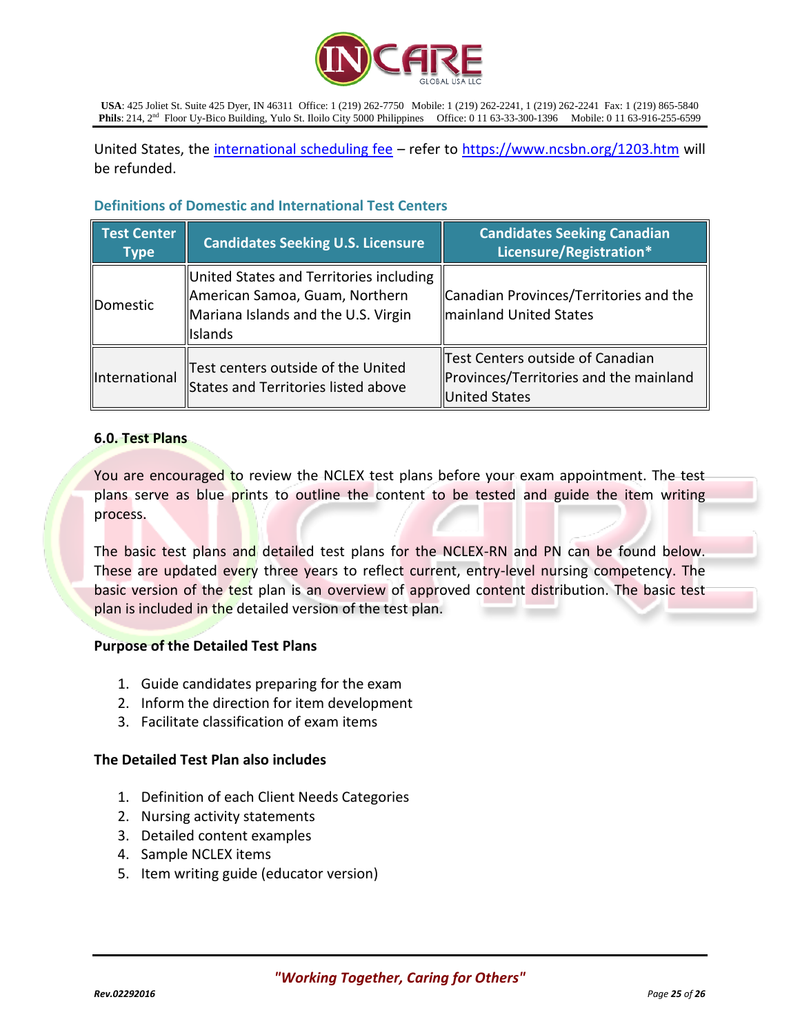United States, the [international scheduling fee](https://www.ncsbn.org/1203.htm) – refer to [https://www.ncsbn.org/1203.htm](https://www.ncsbn.org/1203.htm) will be refunded.

### Definitions of Domestic and International Test Centers

| Test Center Type | Candidates Seeking U.S. Licensure | Candidates Seeking Canadian Licensure/Registration* |
|---|---|---|
| Domestic | United States and Territories including American Samoa, Guam, Northern Mariana Islands and the U.S. Virgin Islands | Canadian Provinces/Territories and the mainland United States |
| International | Test centers outside of the United States and Territories listed above | Test Centers outside of Canadian Provinces/Territories and the mainland United States |

**6.0. Test Plans**

You are encouraged to review the NCLEX test plans before your exam appointment. The test plans serve as blue prints to outline the content to be tested and guide the item writing process.

The basic test plans and detailed test plans for the NCLEX-RN and PN can be found below. These are updated every three years to reflect current, entry-level nursing competency. The basic version of the test plan is an overview of approved content distribution. The basic test plan is included in the detailed version of the test plan.

**Purpose of the Detailed Test Plans**

1. Guide candidates preparing for the exam
2. Inform the direction for item development
3. Facilitate classification of exam items

**The Detailed Test Plan also includes**

1. Definition of each Client Needs Categories
2. Nursing activity statements
3. Detailed content examples
4. Sample NCLEX items
5. Item writing guide (educator version)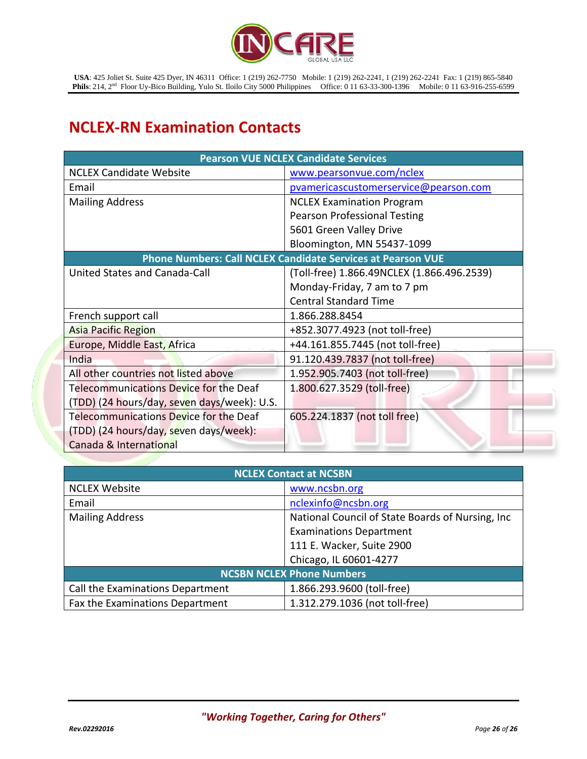## NCLEX-RN Examination Contacts

| Pearson VUE NCLEX Candidate Services | |
|---|---|
| NCLEX Candidate Website | www.pearsonvue.com/nclex |
| Email | pvamericascustomerservice@pearson.com |
| Mailing Address | NCLEX Examination Program<br>Pearson Professional Testing<br>5601 Green Valley Drive<br>Bloomington, MN 55437-1099 |
| **Phone Numbers: Call NCLEX Candidate Services at Pearson VUE** | |
| United States and Canada-Call | (Toll-free) 1.866.49NCLEX (1.866.496.2539)<br>Monday-Friday, 7 am to 7 pm<br>Central Standard Time |
| French support call | 1.866.288.8454 |
| Asia Pacific Region | +852.3077.4923 (not toll-free) |
| Europe, Middle East, Africa | +44.161.855.7445 (not toll-free) |
| India | 91.120.439.7837 (not toll-free) |
| All other countries not listed above | 1.952.905.7403 (not toll-free) |
| Telecommunications Device for the Deaf (TDD) (24 hours/day, seven days/week): U.S. | 1.800.627.3529 (toll-free) |
| Telecommunications Device for the Deaf (TDD) (24 hours/day, seven days/week): Canada & International | 605.224.1837 (not toll free) |

| NCLEX Contact at NCSBN | |
|---|---|
| NCLEX Website | www.ncsbn.org |
| Email | nclexinfo@ncsbn.org |
| Mailing Address | National Council of State Boards of Nursing, Inc<br>Examinations Department<br>111 E. Wacker, Suite 2900<br>Chicago, IL 60601-4277 |
| **NCSBN NCLEX Phone Numbers** | |
| Call the Examinations Department | 1.866.293.9600 (toll-free) |
| Fax the Examinations Department | 1.312.279.1036 (not toll-free) |